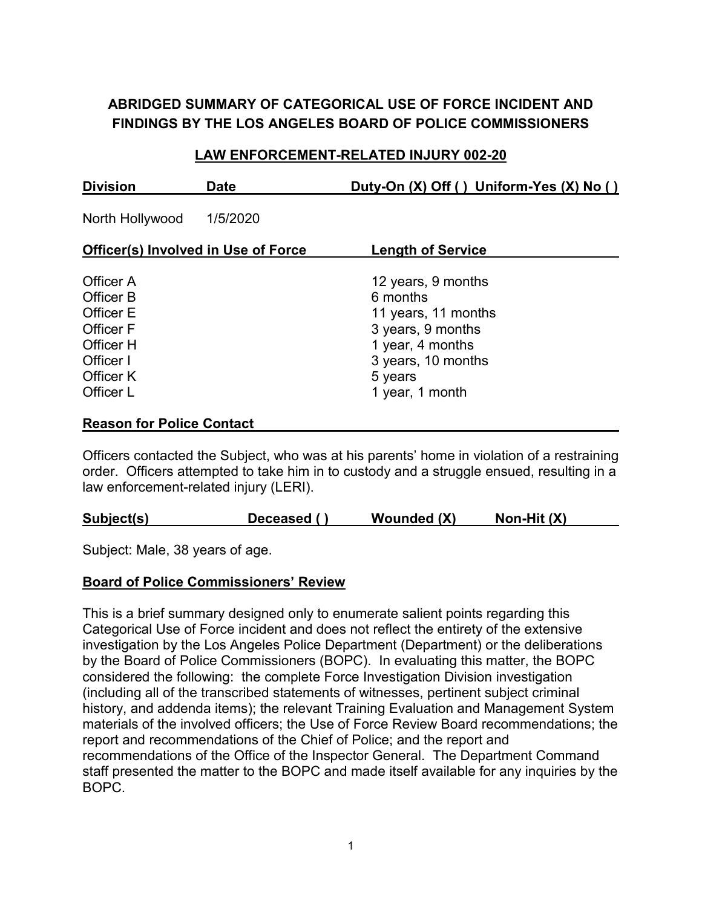# ABRIDGED SUMMARY OF CATEGORICAL USE OF FORCE INCIDENT AND FINDINGS BY THE LOS ANGELES BOARD OF POLICE COMMISSIONERS

## LAW ENFORCEMENT-RELATED INJURY 002-20

| Division | Date | Duty-On (X) Off ( ) Uniform-Yes (X) No ( ) |
|---|---|---|
| North Hollywood | 1/5/2020 | |

| Officer(s) Involved in Use of Force | Length of Service |
|---|---|
| Officer A | 12 years, 9 months |
| Officer B | 6 months |
| Officer E | 11 years, 11 months |
| Officer F | 3 years, 9 months |
| Officer H | 1 year, 4 months |
| Officer I | 3 years, 10 months |
| Officer K | 5 years |
| Officer L | 1 year, 1 month |

### Reason for Police Contact

Officers contacted the Subject, who was at his parents' home in violation of a restraining order. Officers attempted to take him in to custody and a struggle ensued, resulting in a law enforcement-related injury (LERI).

| Subject(s) | Deceased ( ) | Wounded (X) | Non-Hit (X) |
|---|---|---|---|

Subject: Male, 38 years of age.

### Board of Police Commissioners' Review

This is a brief summary designed only to enumerate salient points regarding this Categorical Use of Force incident and does not reflect the entirety of the extensive investigation by the Los Angeles Police Department (Department) or the deliberations by the Board of Police Commissioners (BOPC). In evaluating this matter, the BOPC considered the following: the complete Force Investigation Division investigation (including all of the transcribed statements of witnesses, pertinent subject criminal history, and addenda items); the relevant Training Evaluation and Management System materials of the involved officers; the Use of Force Review Board recommendations; the report and recommendations of the Chief of Police; and the report and recommendations of the Office of the Inspector General. The Department Command staff presented the matter to the BOPC and made itself available for any inquiries by the BOPC.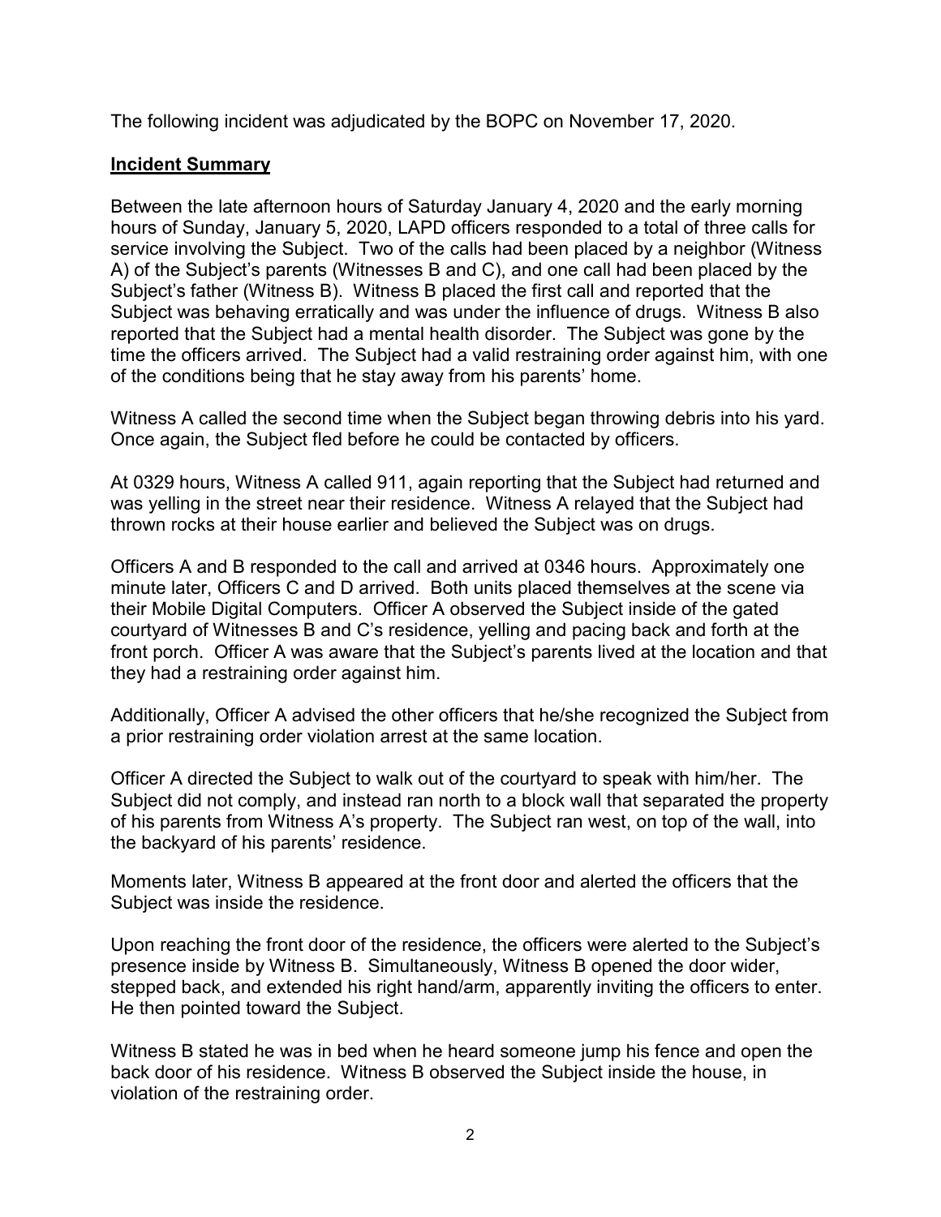The following incident was adjudicated by the BOPC on November 17, 2020.

**Incident Summary**

Between the late afternoon hours of Saturday January 4, 2020 and the early morning hours of Sunday, January 5, 2020, LAPD officers responded to a total of three calls for service involving the Subject. Two of the calls had been placed by a neighbor (Witness A) of the Subject's parents (Witnesses B and C), and one call had been placed by the Subject's father (Witness B). Witness B placed the first call and reported that the Subject was behaving erratically and was under the influence of drugs. Witness B also reported that the Subject had a mental health disorder. The Subject was gone by the time the officers arrived. The Subject had a valid restraining order against him, with one of the conditions being that he stay away from his parents' home.

Witness A called the second time when the Subject began throwing debris into his yard. Once again, the Subject fled before he could be contacted by officers.

At 0329 hours, Witness A called 911, again reporting that the Subject had returned and was yelling in the street near their residence. Witness A relayed that the Subject had thrown rocks at their house earlier and believed the Subject was on drugs.

Officers A and B responded to the call and arrived at 0346 hours. Approximately one minute later, Officers C and D arrived. Both units placed themselves at the scene via their Mobile Digital Computers. Officer A observed the Subject inside of the gated courtyard of Witnesses B and C's residence, yelling and pacing back and forth at the front porch. Officer A was aware that the Subject's parents lived at the location and that they had a restraining order against him.

Additionally, Officer A advised the other officers that he/she recognized the Subject from a prior restraining order violation arrest at the same location.

Officer A directed the Subject to walk out of the courtyard to speak with him/her. The Subject did not comply, and instead ran north to a block wall that separated the property of his parents from Witness A's property. The Subject ran west, on top of the wall, into the backyard of his parents' residence.

Moments later, Witness B appeared at the front door and alerted the officers that the Subject was inside the residence.

Upon reaching the front door of the residence, the officers were alerted to the Subject's presence inside by Witness B. Simultaneously, Witness B opened the door wider, stepped back, and extended his right hand/arm, apparently inviting the officers to enter. He then pointed toward the Subject.

Witness B stated he was in bed when he heard someone jump his fence and open the back door of his residence. Witness B observed the Subject inside the house, in violation of the restraining order.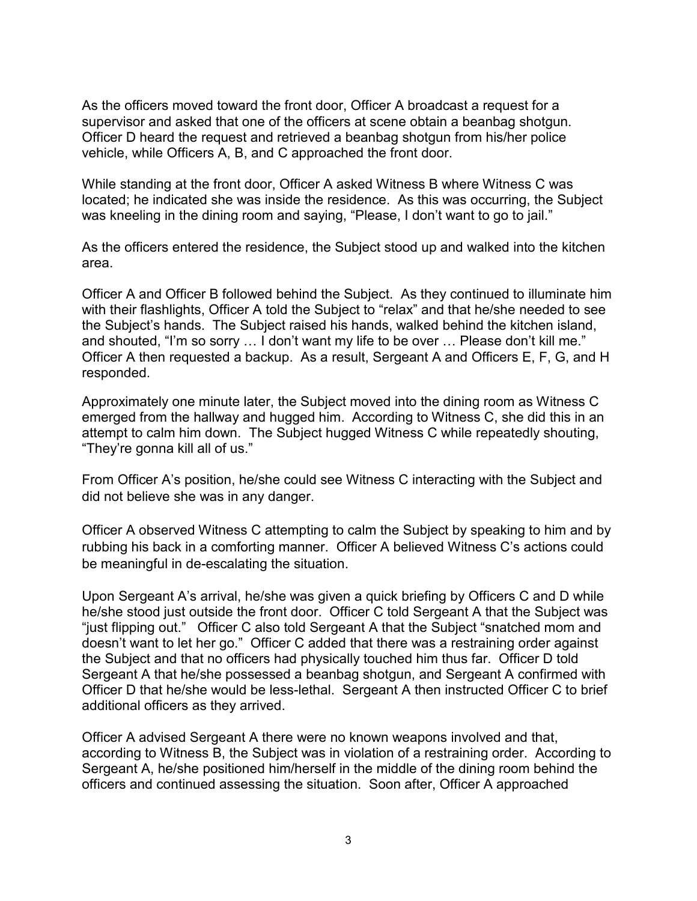As the officers moved toward the front door, Officer A broadcast a request for a supervisor and asked that one of the officers at scene obtain a beanbag shotgun. Officer D heard the request and retrieved a beanbag shotgun from his/her police vehicle, while Officers A, B, and C approached the front door.

While standing at the front door, Officer A asked Witness B where Witness C was located; he indicated she was inside the residence. As this was occurring, the Subject was kneeling in the dining room and saying, "Please, I don't want to go to jail."

As the officers entered the residence, the Subject stood up and walked into the kitchen area.

Officer A and Officer B followed behind the Subject. As they continued to illuminate him with their flashlights, Officer A told the Subject to "relax" and that he/she needed to see the Subject's hands. The Subject raised his hands, walked behind the kitchen island, and shouted, "I'm so sorry … I don't want my life to be over … Please don't kill me." Officer A then requested a backup. As a result, Sergeant A and Officers E, F, G, and H responded.

Approximately one minute later, the Subject moved into the dining room as Witness C emerged from the hallway and hugged him. According to Witness C, she did this in an attempt to calm him down. The Subject hugged Witness C while repeatedly shouting, "They're gonna kill all of us."

From Officer A's position, he/she could see Witness C interacting with the Subject and did not believe she was in any danger.

Officer A observed Witness C attempting to calm the Subject by speaking to him and by rubbing his back in a comforting manner. Officer A believed Witness C's actions could be meaningful in de-escalating the situation.

Upon Sergeant A's arrival, he/she was given a quick briefing by Officers C and D while he/she stood just outside the front door. Officer C told Sergeant A that the Subject was "just flipping out." Officer C also told Sergeant A that the Subject "snatched mom and doesn't want to let her go." Officer C added that there was a restraining order against the Subject and that no officers had physically touched him thus far. Officer D told Sergeant A that he/she possessed a beanbag shotgun, and Sergeant A confirmed with Officer D that he/she would be less-lethal. Sergeant A then instructed Officer C to brief additional officers as they arrived.

Officer A advised Sergeant A there were no known weapons involved and that, according to Witness B, the Subject was in violation of a restraining order. According to Sergeant A, he/she positioned him/herself in the middle of the dining room behind the officers and continued assessing the situation. Soon after, Officer A approached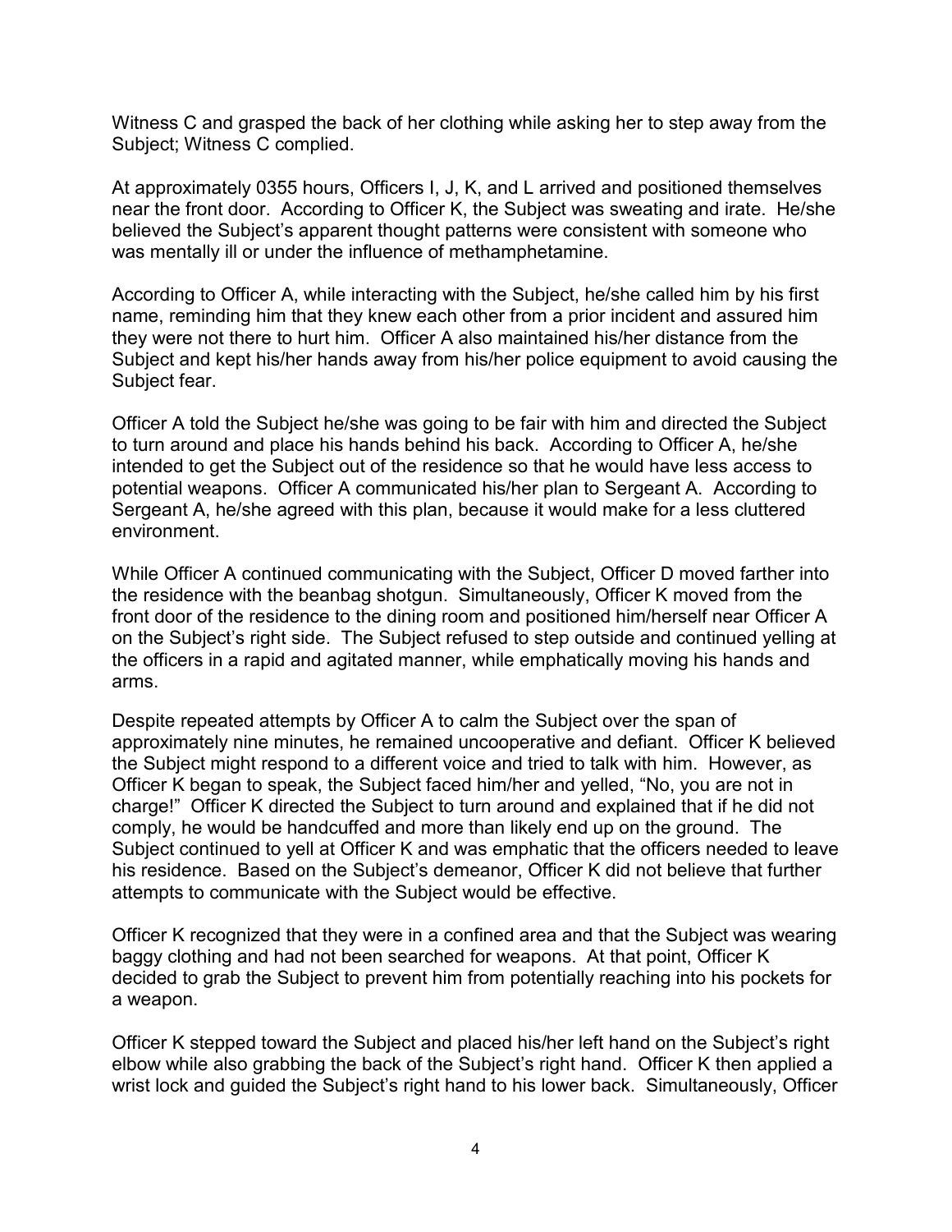Witness C and grasped the back of her clothing while asking her to step away from the Subject; Witness C complied.

At approximately 0355 hours, Officers I, J, K, and L arrived and positioned themselves near the front door. According to Officer K, the Subject was sweating and irate. He/she believed the Subject's apparent thought patterns were consistent with someone who was mentally ill or under the influence of methamphetamine.

According to Officer A, while interacting with the Subject, he/she called him by his first name, reminding him that they knew each other from a prior incident and assured him they were not there to hurt him. Officer A also maintained his/her distance from the Subject and kept his/her hands away from his/her police equipment to avoid causing the Subject fear.

Officer A told the Subject he/she was going to be fair with him and directed the Subject to turn around and place his hands behind his back. According to Officer A, he/she intended to get the Subject out of the residence so that he would have less access to potential weapons. Officer A communicated his/her plan to Sergeant A. According to Sergeant A, he/she agreed with this plan, because it would make for a less cluttered environment.

While Officer A continued communicating with the Subject, Officer D moved farther into the residence with the beanbag shotgun. Simultaneously, Officer K moved from the front door of the residence to the dining room and positioned him/herself near Officer A on the Subject's right side. The Subject refused to step outside and continued yelling at the officers in a rapid and agitated manner, while emphatically moving his hands and arms.

Despite repeated attempts by Officer A to calm the Subject over the span of approximately nine minutes, he remained uncooperative and defiant. Officer K believed the Subject might respond to a different voice and tried to talk with him. However, as Officer K began to speak, the Subject faced him/her and yelled, "No, you are not in charge!" Officer K directed the Subject to turn around and explained that if he did not comply, he would be handcuffed and more than likely end up on the ground. The Subject continued to yell at Officer K and was emphatic that the officers needed to leave his residence. Based on the Subject's demeanor, Officer K did not believe that further attempts to communicate with the Subject would be effective.

Officer K recognized that they were in a confined area and that the Subject was wearing baggy clothing and had not been searched for weapons. At that point, Officer K decided to grab the Subject to prevent him from potentially reaching into his pockets for a weapon.

Officer K stepped toward the Subject and placed his/her left hand on the Subject's right elbow while also grabbing the back of the Subject's right hand. Officer K then applied a wrist lock and guided the Subject's right hand to his lower back. Simultaneously, Officer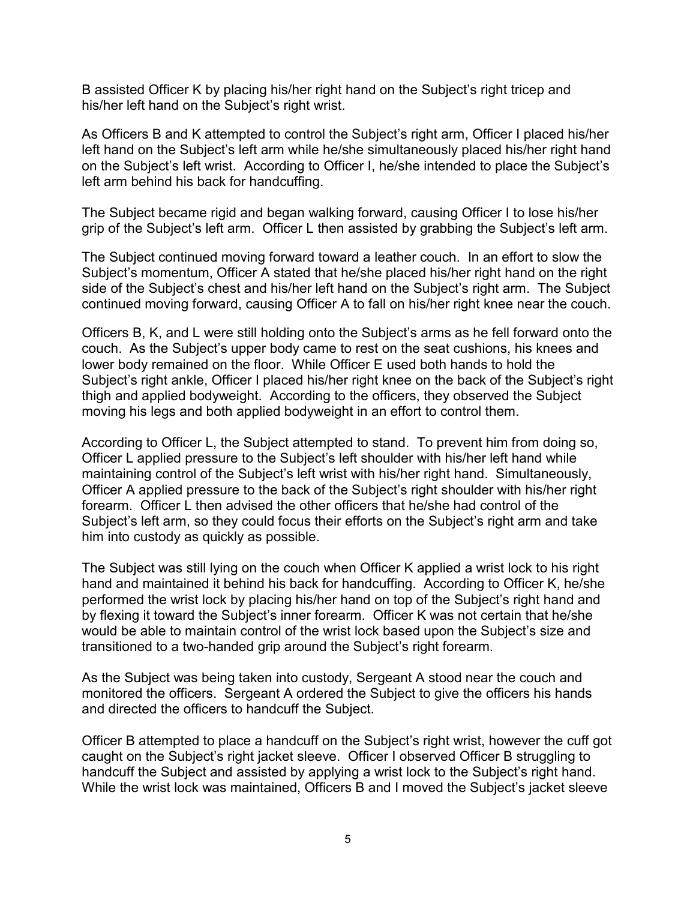B assisted Officer K by placing his/her right hand on the Subject's right tricep and his/her left hand on the Subject's right wrist.

As Officers B and K attempted to control the Subject's right arm, Officer I placed his/her left hand on the Subject's left arm while he/she simultaneously placed his/her right hand on the Subject's left wrist. According to Officer I, he/she intended to place the Subject's left arm behind his back for handcuffing.

The Subject became rigid and began walking forward, causing Officer I to lose his/her grip of the Subject's left arm. Officer L then assisted by grabbing the Subject's left arm.

The Subject continued moving forward toward a leather couch. In an effort to slow the Subject's momentum, Officer A stated that he/she placed his/her right hand on the right side of the Subject's chest and his/her left hand on the Subject's right arm. The Subject continued moving forward, causing Officer A to fall on his/her right knee near the couch.

Officers B, K, and L were still holding onto the Subject's arms as he fell forward onto the couch. As the Subject's upper body came to rest on the seat cushions, his knees and lower body remained on the floor. While Officer E used both hands to hold the Subject's right ankle, Officer I placed his/her right knee on the back of the Subject's right thigh and applied bodyweight. According to the officers, they observed the Subject moving his legs and both applied bodyweight in an effort to control them.

According to Officer L, the Subject attempted to stand. To prevent him from doing so, Officer L applied pressure to the Subject's left shoulder with his/her left hand while maintaining control of the Subject's left wrist with his/her right hand. Simultaneously, Officer A applied pressure to the back of the Subject's right shoulder with his/her right forearm. Officer L then advised the other officers that he/she had control of the Subject's left arm, so they could focus their efforts on the Subject's right arm and take him into custody as quickly as possible.

The Subject was still lying on the couch when Officer K applied a wrist lock to his right hand and maintained it behind his back for handcuffing. According to Officer K, he/she performed the wrist lock by placing his/her hand on top of the Subject's right hand and by flexing it toward the Subject's inner forearm. Officer K was not certain that he/she would be able to maintain control of the wrist lock based upon the Subject's size and transitioned to a two-handed grip around the Subject's right forearm.

As the Subject was being taken into custody, Sergeant A stood near the couch and monitored the officers. Sergeant A ordered the Subject to give the officers his hands and directed the officers to handcuff the Subject.

Officer B attempted to place a handcuff on the Subject's right wrist, however the cuff got caught on the Subject's right jacket sleeve. Officer I observed Officer B struggling to handcuff the Subject and assisted by applying a wrist lock to the Subject's right hand. While the wrist lock was maintained, Officers B and I moved the Subject's jacket sleeve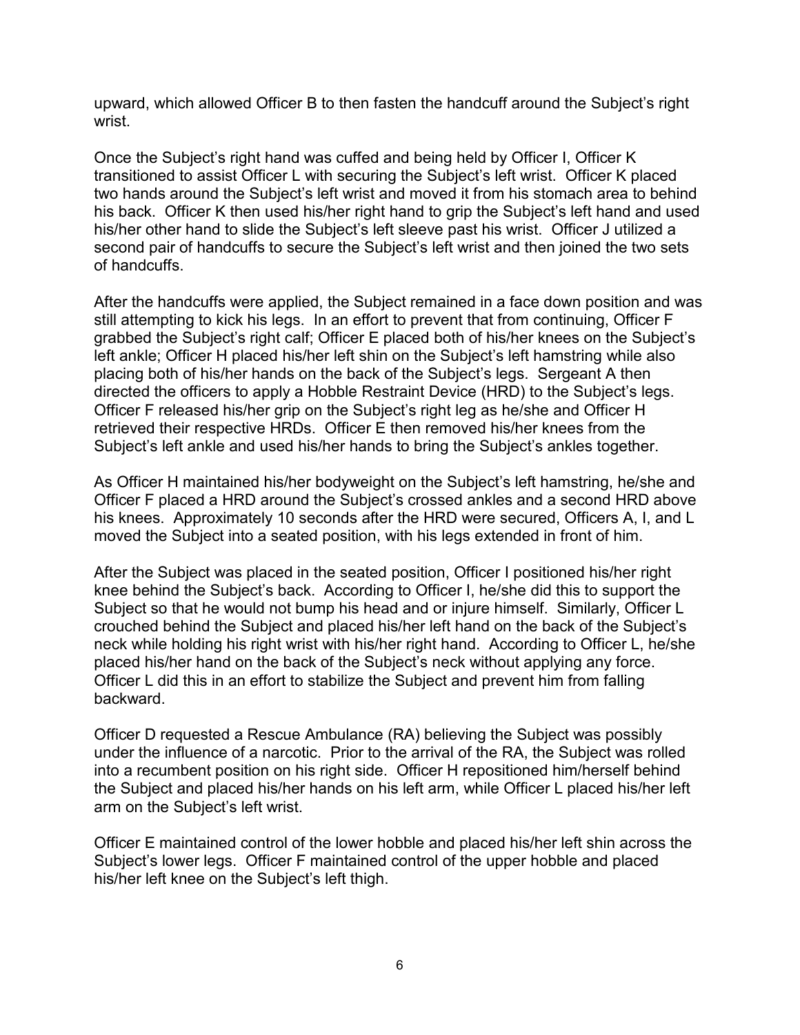upward, which allowed Officer B to then fasten the handcuff around the Subject's right wrist.

Once the Subject's right hand was cuffed and being held by Officer I, Officer K transitioned to assist Officer L with securing the Subject's left wrist. Officer K placed two hands around the Subject's left wrist and moved it from his stomach area to behind his back. Officer K then used his/her right hand to grip the Subject's left hand and used his/her other hand to slide the Subject's left sleeve past his wrist. Officer J utilized a second pair of handcuffs to secure the Subject's left wrist and then joined the two sets of handcuffs.

After the handcuffs were applied, the Subject remained in a face down position and was still attempting to kick his legs. In an effort to prevent that from continuing, Officer F grabbed the Subject's right calf; Officer E placed both of his/her knees on the Subject's left ankle; Officer H placed his/her left shin on the Subject's left hamstring while also placing both of his/her hands on the back of the Subject's legs. Sergeant A then directed the officers to apply a Hobble Restraint Device (HRD) to the Subject's legs. Officer F released his/her grip on the Subject's right leg as he/she and Officer H retrieved their respective HRDs. Officer E then removed his/her knees from the Subject's left ankle and used his/her hands to bring the Subject's ankles together.

As Officer H maintained his/her bodyweight on the Subject's left hamstring, he/she and Officer F placed a HRD around the Subject's crossed ankles and a second HRD above his knees. Approximately 10 seconds after the HRD were secured, Officers A, I, and L moved the Subject into a seated position, with his legs extended in front of him.

After the Subject was placed in the seated position, Officer I positioned his/her right knee behind the Subject's back. According to Officer I, he/she did this to support the Subject so that he would not bump his head and or injure himself. Similarly, Officer L crouched behind the Subject and placed his/her left hand on the back of the Subject's neck while holding his right wrist with his/her right hand. According to Officer L, he/she placed his/her hand on the back of the Subject's neck without applying any force. Officer L did this in an effort to stabilize the Subject and prevent him from falling backward.

Officer D requested a Rescue Ambulance (RA) believing the Subject was possibly under the influence of a narcotic. Prior to the arrival of the RA, the Subject was rolled into a recumbent position on his right side. Officer H repositioned him/herself behind the Subject and placed his/her hands on his left arm, while Officer L placed his/her left arm on the Subject's left wrist.

Officer E maintained control of the lower hobble and placed his/her left shin across the Subject's lower legs. Officer F maintained control of the upper hobble and placed his/her left knee on the Subject's left thigh.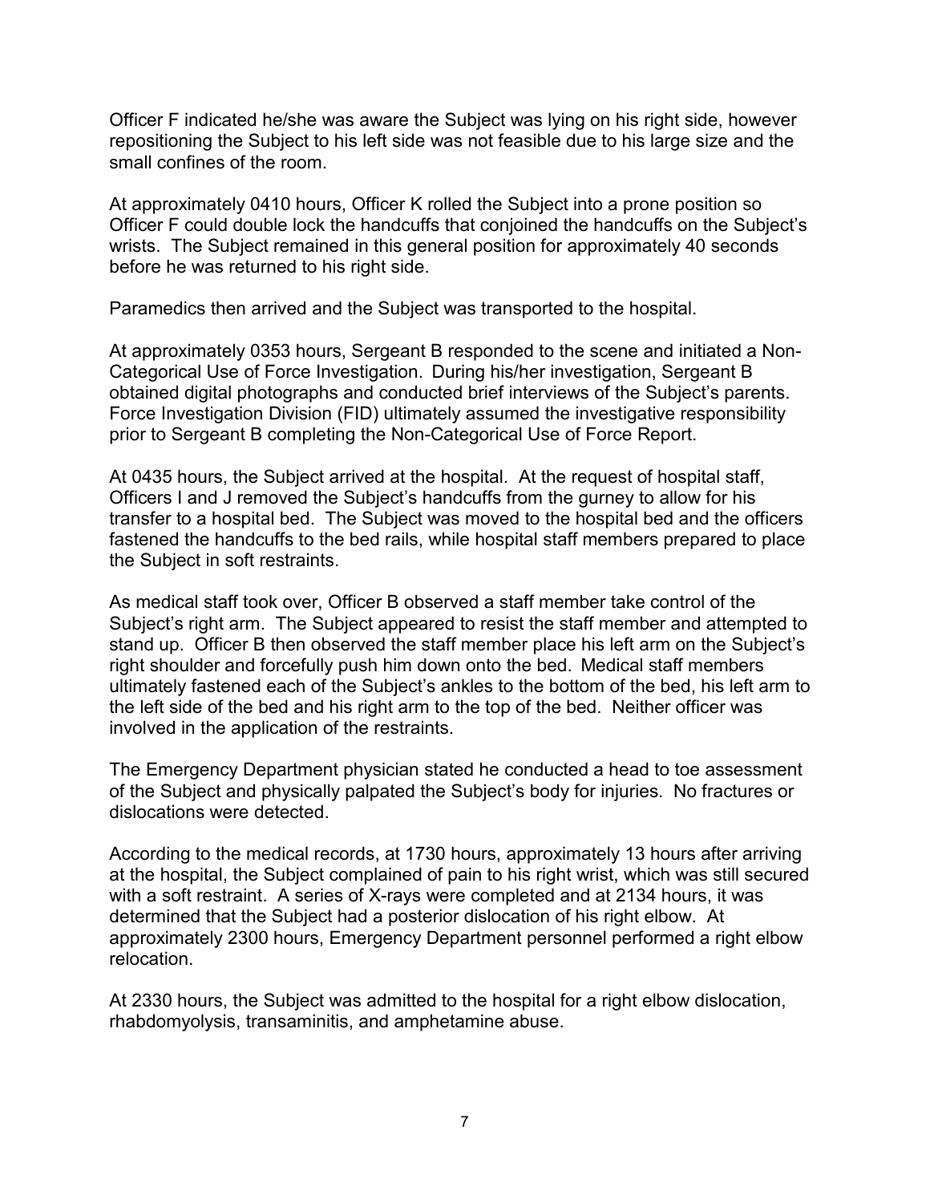Officer F indicated he/she was aware the Subject was lying on his right side, however repositioning the Subject to his left side was not feasible due to his large size and the small confines of the room.

At approximately 0410 hours, Officer K rolled the Subject into a prone position so Officer F could double lock the handcuffs that conjoined the handcuffs on the Subject's wrists. The Subject remained in this general position for approximately 40 seconds before he was returned to his right side.

Paramedics then arrived and the Subject was transported to the hospital.

At approximately 0353 hours, Sergeant B responded to the scene and initiated a Non-Categorical Use of Force Investigation. During his/her investigation, Sergeant B obtained digital photographs and conducted brief interviews of the Subject's parents. Force Investigation Division (FID) ultimately assumed the investigative responsibility prior to Sergeant B completing the Non-Categorical Use of Force Report.

At 0435 hours, the Subject arrived at the hospital. At the request of hospital staff, Officers I and J removed the Subject's handcuffs from the gurney to allow for his transfer to a hospital bed. The Subject was moved to the hospital bed and the officers fastened the handcuffs to the bed rails, while hospital staff members prepared to place the Subject in soft restraints.

As medical staff took over, Officer B observed a staff member take control of the Subject's right arm. The Subject appeared to resist the staff member and attempted to stand up. Officer B then observed the staff member place his left arm on the Subject's right shoulder and forcefully push him down onto the bed. Medical staff members ultimately fastened each of the Subject's ankles to the bottom of the bed, his left arm to the left side of the bed and his right arm to the top of the bed. Neither officer was involved in the application of the restraints.

The Emergency Department physician stated he conducted a head to toe assessment of the Subject and physically palpated the Subject's body for injuries. No fractures or dislocations were detected.

According to the medical records, at 1730 hours, approximately 13 hours after arriving at the hospital, the Subject complained of pain to his right wrist, which was still secured with a soft restraint. A series of X-rays were completed and at 2134 hours, it was determined that the Subject had a posterior dislocation of his right elbow. At approximately 2300 hours, Emergency Department personnel performed a right elbow relocation.

At 2330 hours, the Subject was admitted to the hospital for a right elbow dislocation, rhabdomyolysis, transaminitis, and amphetamine abuse.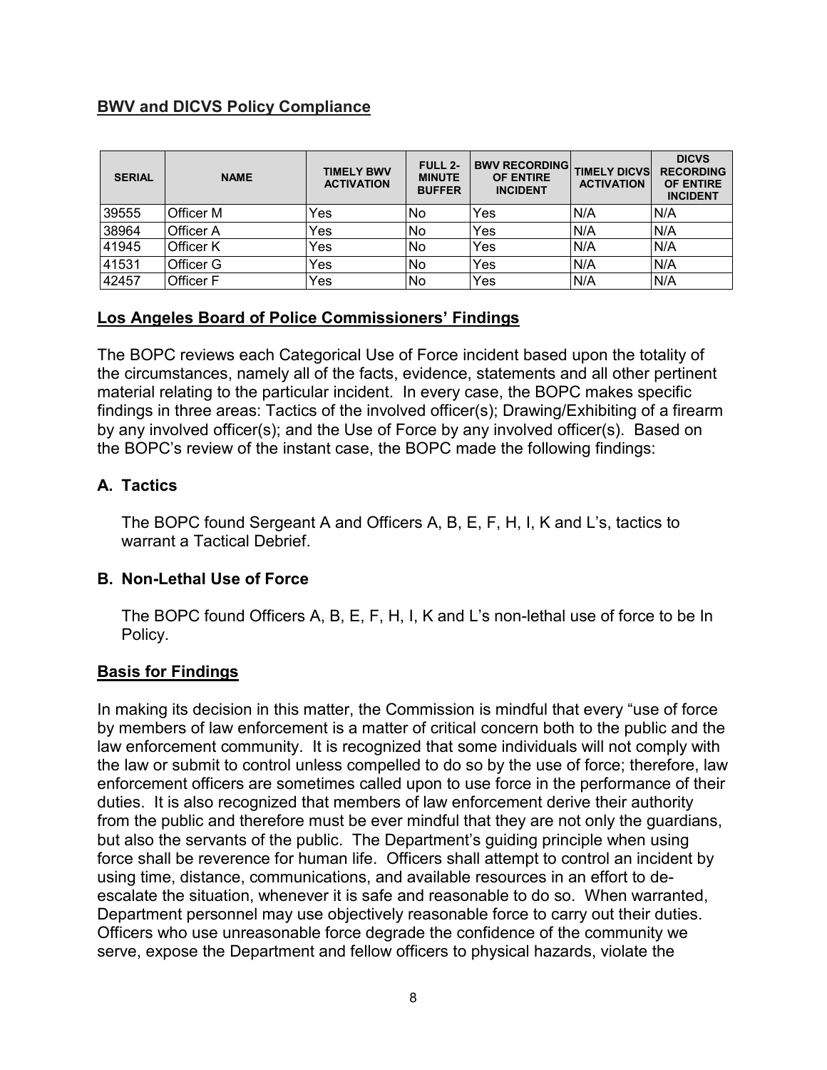**BWV and DICVS Policy Compliance**

| SERIAL | NAME | TIMELY BWV ACTIVATION | FULL 2-MINUTE BUFFER | BWV RECORDING OF ENTIRE INCIDENT | TIMELY DICVS ACTIVATION | DICVS RECORDING OF ENTIRE INCIDENT |
|---|---|---|---|---|---|---|
| 39555 | Officer M | Yes | No | Yes | N/A | N/A |
| 38964 | Officer A | Yes | No | Yes | N/A | N/A |
| 41945 | Officer K | Yes | No | Yes | N/A | N/A |
| 41531 | Officer G | Yes | No | Yes | N/A | N/A |
| 42457 | Officer F | Yes | No | Yes | N/A | N/A |

**Los Angeles Board of Police Commissioners' Findings**

The BOPC reviews each Categorical Use of Force incident based upon the totality of the circumstances, namely all of the facts, evidence, statements and all other pertinent material relating to the particular incident. In every case, the BOPC makes specific findings in three areas: Tactics of the involved officer(s); Drawing/Exhibiting of a firearm by any involved officer(s); and the Use of Force by any involved officer(s). Based on the BOPC's review of the instant case, the BOPC made the following findings:

**A. Tactics**

The BOPC found Sergeant A and Officers A, B, E, F, H, I, K and L's, tactics to warrant a Tactical Debrief.

**B. Non-Lethal Use of Force**

The BOPC found Officers A, B, E, F, H, I, K and L's non-lethal use of force to be In Policy.

**Basis for Findings**

In making its decision in this matter, the Commission is mindful that every "use of force by members of law enforcement is a matter of critical concern both to the public and the law enforcement community. It is recognized that some individuals will not comply with the law or submit to control unless compelled to do so by the use of force; therefore, law enforcement officers are sometimes called upon to use force in the performance of their duties. It is also recognized that members of law enforcement derive their authority from the public and therefore must be ever mindful that they are not only the guardians, but also the servants of the public. The Department's guiding principle when using force shall be reverence for human life. Officers shall attempt to control an incident by using time, distance, communications, and available resources in an effort to de-escalate the situation, whenever it is safe and reasonable to do so. When warranted, Department personnel may use objectively reasonable force to carry out their duties. Officers who use unreasonable force degrade the confidence of the community we serve, expose the Department and fellow officers to physical hazards, violate the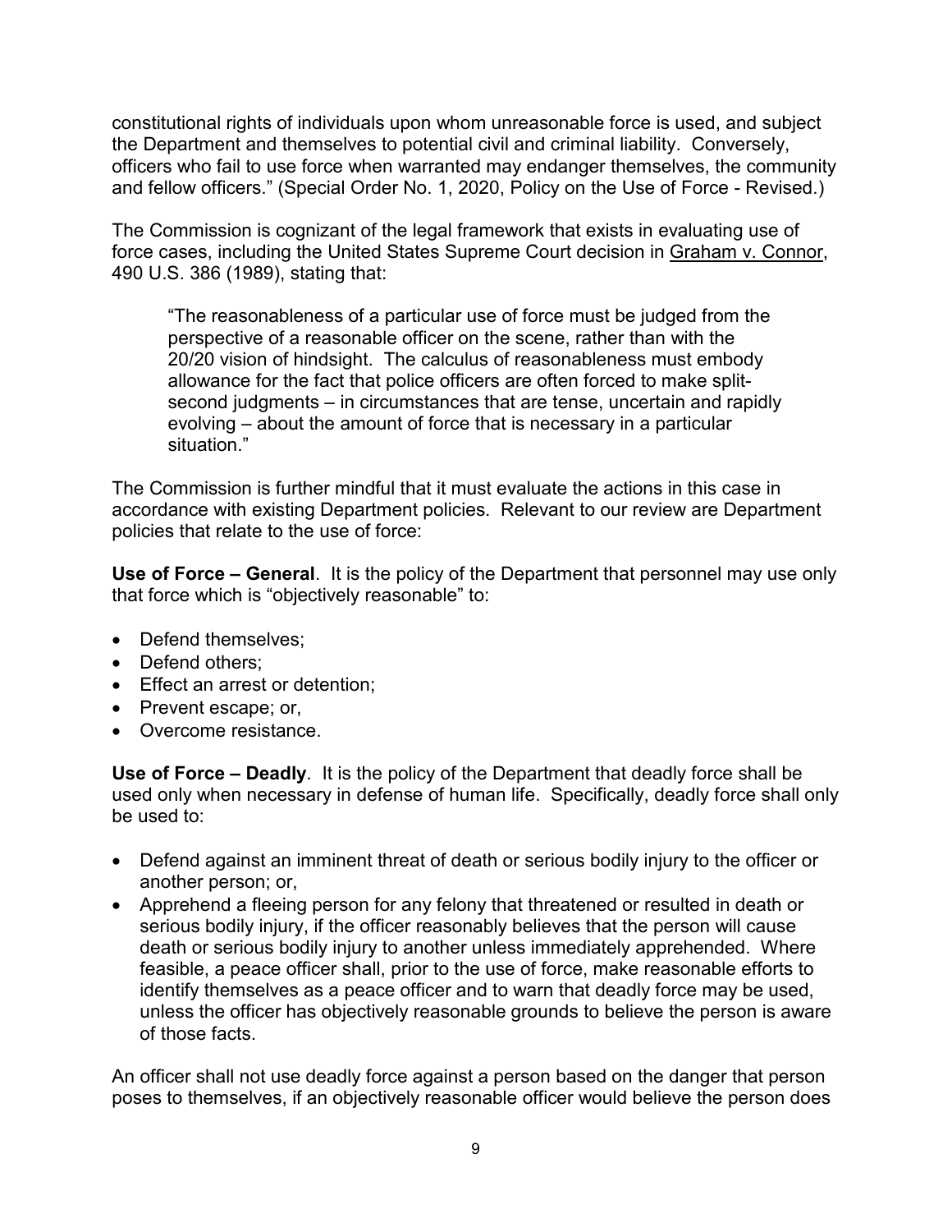constitutional rights of individuals upon whom unreasonable force is used, and subject the Department and themselves to potential civil and criminal liability. Conversely, officers who fail to use force when warranted may endanger themselves, the community and fellow officers." (Special Order No. 1, 2020, Policy on the Use of Force - Revised.)

The Commission is cognizant of the legal framework that exists in evaluating use of force cases, including the United States Supreme Court decision in Graham v. Connor, 490 U.S. 386 (1989), stating that:

> "The reasonableness of a particular use of force must be judged from the perspective of a reasonable officer on the scene, rather than with the 20/20 vision of hindsight. The calculus of reasonableness must embody allowance for the fact that police officers are often forced to make split-second judgments – in circumstances that are tense, uncertain and rapidly evolving – about the amount of force that is necessary in a particular situation."

The Commission is further mindful that it must evaluate the actions in this case in accordance with existing Department policies. Relevant to our review are Department policies that relate to the use of force:

**Use of Force – General**. It is the policy of the Department that personnel may use only that force which is "objectively reasonable" to:

- Defend themselves;
- Defend others;
- Effect an arrest or detention;
- Prevent escape; or,
- Overcome resistance.

**Use of Force – Deadly**. It is the policy of the Department that deadly force shall be used only when necessary in defense of human life. Specifically, deadly force shall only be used to:

- Defend against an imminent threat of death or serious bodily injury to the officer or another person; or,
- Apprehend a fleeing person for any felony that threatened or resulted in death or serious bodily injury, if the officer reasonably believes that the person will cause death or serious bodily injury to another unless immediately apprehended. Where feasible, a peace officer shall, prior to the use of force, make reasonable efforts to identify themselves as a peace officer and to warn that deadly force may be used, unless the officer has objectively reasonable grounds to believe the person is aware of those facts.

An officer shall not use deadly force against a person based on the danger that person poses to themselves, if an objectively reasonable officer would believe the person does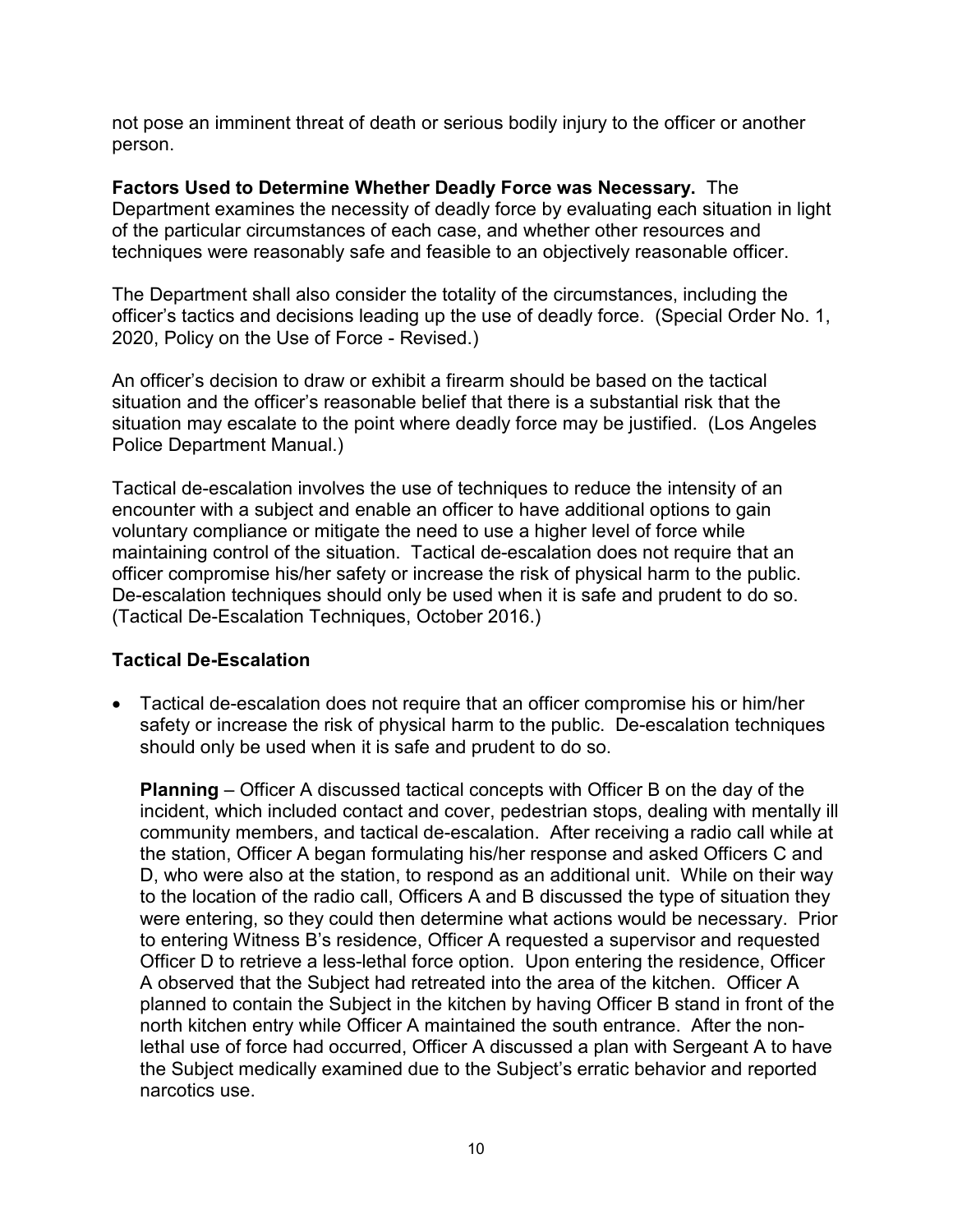not pose an imminent threat of death or serious bodily injury to the officer or another person.

**Factors Used to Determine Whether Deadly Force was Necessary.** The Department examines the necessity of deadly force by evaluating each situation in light of the particular circumstances of each case, and whether other resources and techniques were reasonably safe and feasible to an objectively reasonable officer.

The Department shall also consider the totality of the circumstances, including the officer's tactics and decisions leading up the use of deadly force. (Special Order No. 1, 2020, Policy on the Use of Force - Revised.)

An officer's decision to draw or exhibit a firearm should be based on the tactical situation and the officer's reasonable belief that there is a substantial risk that the situation may escalate to the point where deadly force may be justified. (Los Angeles Police Department Manual.)

Tactical de-escalation involves the use of techniques to reduce the intensity of an encounter with a subject and enable an officer to have additional options to gain voluntary compliance or mitigate the need to use a higher level of force while maintaining control of the situation. Tactical de-escalation does not require that an officer compromise his/her safety or increase the risk of physical harm to the public. De-escalation techniques should only be used when it is safe and prudent to do so. (Tactical De-Escalation Techniques, October 2016.)

**Tactical De-Escalation**

- Tactical de-escalation does not require that an officer compromise his or him/her safety or increase the risk of physical harm to the public. De-escalation techniques should only be used when it is safe and prudent to do so.

  **Planning** – Officer A discussed tactical concepts with Officer B on the day of the incident, which included contact and cover, pedestrian stops, dealing with mentally ill community members, and tactical de-escalation. After receiving a radio call while at the station, Officer A began formulating his/her response and asked Officers C and D, who were also at the station, to respond as an additional unit. While on their way to the location of the radio call, Officers A and B discussed the type of situation they were entering, so they could then determine what actions would be necessary. Prior to entering Witness B's residence, Officer A requested a supervisor and requested Officer D to retrieve a less-lethal force option. Upon entering the residence, Officer A observed that the Subject had retreated into the area of the kitchen. Officer A planned to contain the Subject in the kitchen by having Officer B stand in front of the north kitchen entry while Officer A maintained the south entrance. After the non-lethal use of force had occurred, Officer A discussed a plan with Sergeant A to have the Subject medically examined due to the Subject's erratic behavior and reported narcotics use.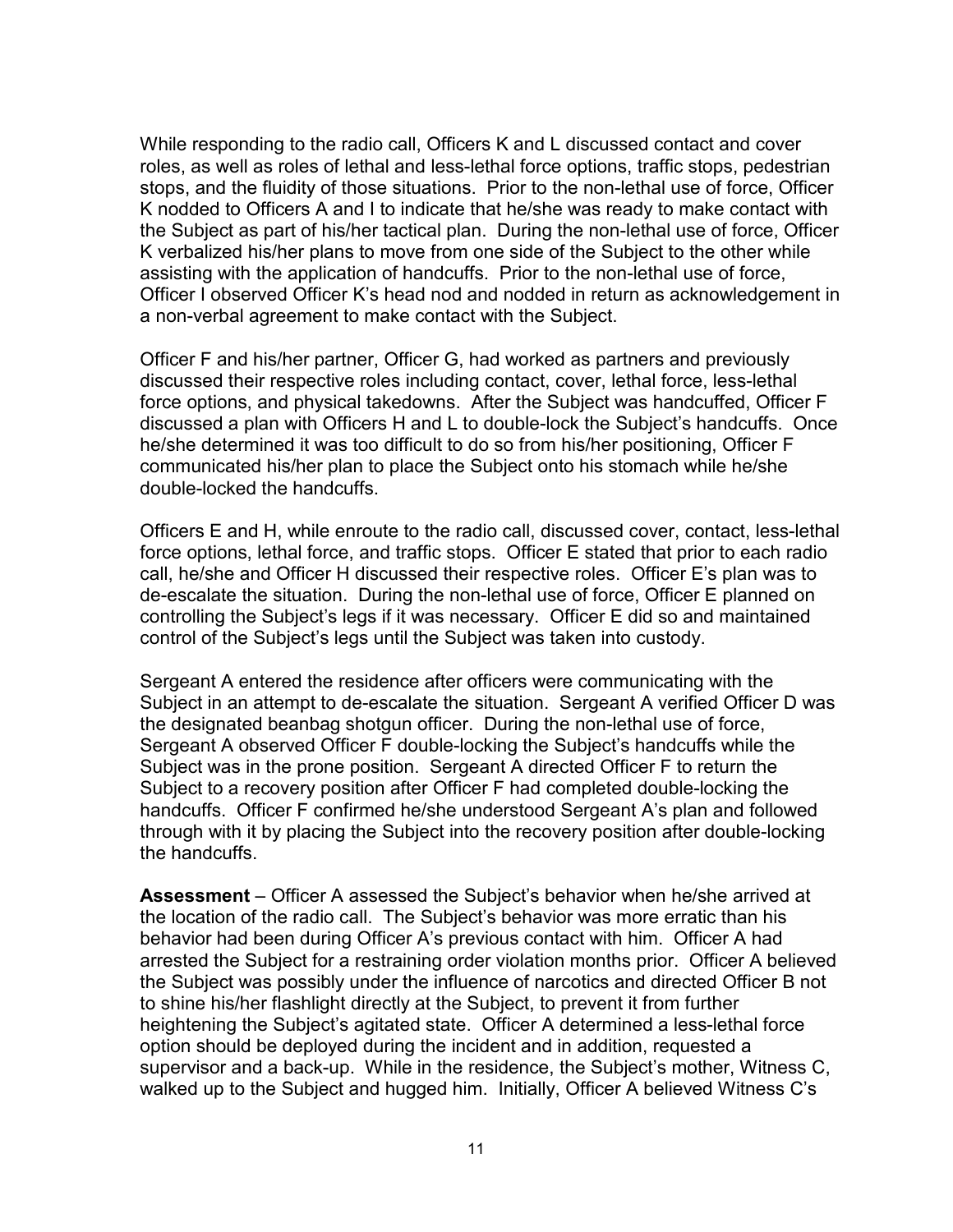While responding to the radio call, Officers K and L discussed contact and cover roles, as well as roles of lethal and less-lethal force options, traffic stops, pedestrian stops, and the fluidity of those situations. Prior to the non-lethal use of force, Officer K nodded to Officers A and I to indicate that he/she was ready to make contact with the Subject as part of his/her tactical plan. During the non-lethal use of force, Officer K verbalized his/her plans to move from one side of the Subject to the other while assisting with the application of handcuffs. Prior to the non-lethal use of force, Officer I observed Officer K's head nod and nodded in return as acknowledgement in a non-verbal agreement to make contact with the Subject.

Officer F and his/her partner, Officer G, had worked as partners and previously discussed their respective roles including contact, cover, lethal force, less-lethal force options, and physical takedowns. After the Subject was handcuffed, Officer F discussed a plan with Officers H and L to double-lock the Subject's handcuffs. Once he/she determined it was too difficult to do so from his/her positioning, Officer F communicated his/her plan to place the Subject onto his stomach while he/she double-locked the handcuffs.

Officers E and H, while enroute to the radio call, discussed cover, contact, less-lethal force options, lethal force, and traffic stops. Officer E stated that prior to each radio call, he/she and Officer H discussed their respective roles. Officer E's plan was to de-escalate the situation. During the non-lethal use of force, Officer E planned on controlling the Subject's legs if it was necessary. Officer E did so and maintained control of the Subject's legs until the Subject was taken into custody.

Sergeant A entered the residence after officers were communicating with the Subject in an attempt to de-escalate the situation. Sergeant A verified Officer D was the designated beanbag shotgun officer. During the non-lethal use of force, Sergeant A observed Officer F double-locking the Subject's handcuffs while the Subject was in the prone position. Sergeant A directed Officer F to return the Subject to a recovery position after Officer F had completed double-locking the handcuffs. Officer F confirmed he/she understood Sergeant A's plan and followed through with it by placing the Subject into the recovery position after double-locking the handcuffs.

**Assessment** – Officer A assessed the Subject's behavior when he/she arrived at the location of the radio call. The Subject's behavior was more erratic than his behavior had been during Officer A's previous contact with him. Officer A had arrested the Subject for a restraining order violation months prior. Officer A believed the Subject was possibly under the influence of narcotics and directed Officer B not to shine his/her flashlight directly at the Subject, to prevent it from further heightening the Subject's agitated state. Officer A determined a less-lethal force option should be deployed during the incident and in addition, requested a supervisor and a back-up. While in the residence, the Subject's mother, Witness C, walked up to the Subject and hugged him. Initially, Officer A believed Witness C's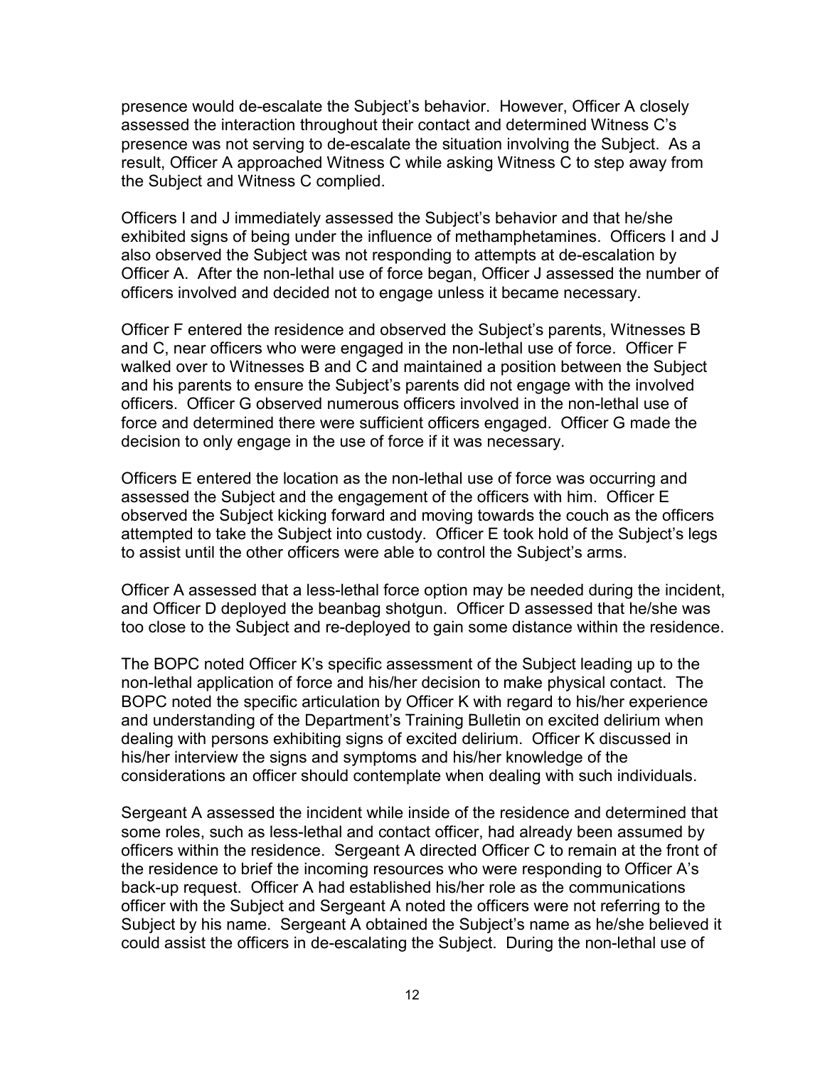presence would de-escalate the Subject's behavior. However, Officer A closely assessed the interaction throughout their contact and determined Witness C's presence was not serving to de-escalate the situation involving the Subject. As a result, Officer A approached Witness C while asking Witness C to step away from the Subject and Witness C complied.

Officers I and J immediately assessed the Subject's behavior and that he/she exhibited signs of being under the influence of methamphetamines. Officers I and J also observed the Subject was not responding to attempts at de-escalation by Officer A. After the non-lethal use of force began, Officer J assessed the number of officers involved and decided not to engage unless it became necessary.

Officer F entered the residence and observed the Subject's parents, Witnesses B and C, near officers who were engaged in the non-lethal use of force. Officer F walked over to Witnesses B and C and maintained a position between the Subject and his parents to ensure the Subject's parents did not engage with the involved officers. Officer G observed numerous officers involved in the non-lethal use of force and determined there were sufficient officers engaged. Officer G made the decision to only engage in the use of force if it was necessary.

Officers E entered the location as the non-lethal use of force was occurring and assessed the Subject and the engagement of the officers with him. Officer E observed the Subject kicking forward and moving towards the couch as the officers attempted to take the Subject into custody. Officer E took hold of the Subject's legs to assist until the other officers were able to control the Subject's arms.

Officer A assessed that a less-lethal force option may be needed during the incident, and Officer D deployed the beanbag shotgun. Officer D assessed that he/she was too close to the Subject and re-deployed to gain some distance within the residence.

The BOPC noted Officer K's specific assessment of the Subject leading up to the non-lethal application of force and his/her decision to make physical contact. The BOPC noted the specific articulation by Officer K with regard to his/her experience and understanding of the Department's Training Bulletin on excited delirium when dealing with persons exhibiting signs of excited delirium. Officer K discussed in his/her interview the signs and symptoms and his/her knowledge of the considerations an officer should contemplate when dealing with such individuals.

Sergeant A assessed the incident while inside of the residence and determined that some roles, such as less-lethal and contact officer, had already been assumed by officers within the residence. Sergeant A directed Officer C to remain at the front of the residence to brief the incoming resources who were responding to Officer A's back-up request. Officer A had established his/her role as the communications officer with the Subject and Sergeant A noted the officers were not referring to the Subject by his name. Sergeant A obtained the Subject's name as he/she believed it could assist the officers in de-escalating the Subject. During the non-lethal use of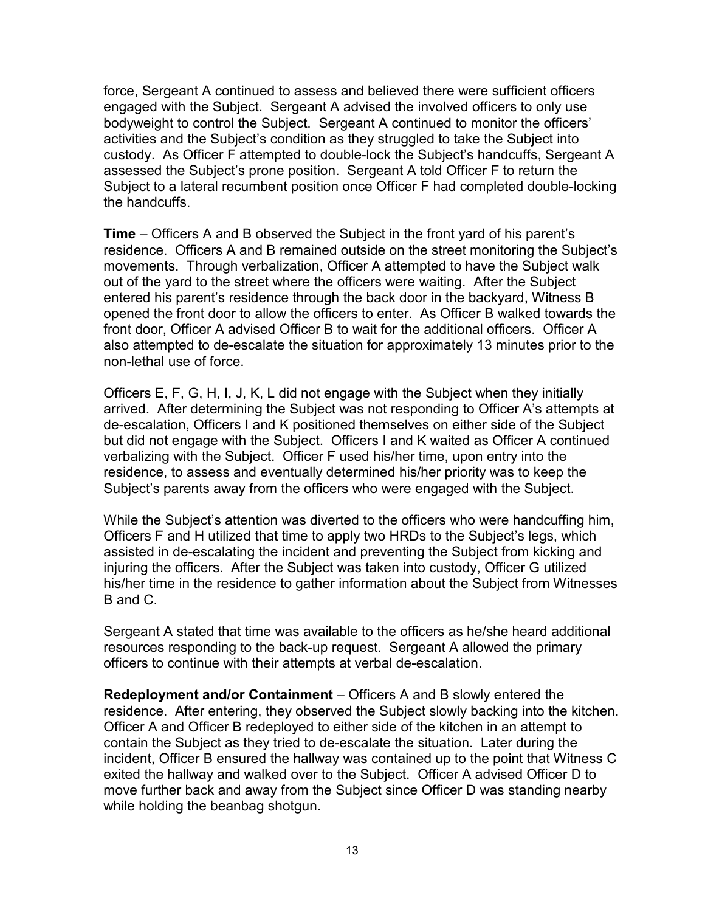force, Sergeant A continued to assess and believed there were sufficient officers engaged with the Subject. Sergeant A advised the involved officers to only use bodyweight to control the Subject. Sergeant A continued to monitor the officers' activities and the Subject's condition as they struggled to take the Subject into custody. As Officer F attempted to double-lock the Subject's handcuffs, Sergeant A assessed the Subject's prone position. Sergeant A told Officer F to return the Subject to a lateral recumbent position once Officer F had completed double-locking the handcuffs.

**Time** – Officers A and B observed the Subject in the front yard of his parent's residence. Officers A and B remained outside on the street monitoring the Subject's movements. Through verbalization, Officer A attempted to have the Subject walk out of the yard to the street where the officers were waiting. After the Subject entered his parent's residence through the back door in the backyard, Witness B opened the front door to allow the officers to enter. As Officer B walked towards the front door, Officer A advised Officer B to wait for the additional officers. Officer A also attempted to de-escalate the situation for approximately 13 minutes prior to the non-lethal use of force.

Officers E, F, G, H, I, J, K, L did not engage with the Subject when they initially arrived. After determining the Subject was not responding to Officer A's attempts at de-escalation, Officers I and K positioned themselves on either side of the Subject but did not engage with the Subject. Officers I and K waited as Officer A continued verbalizing with the Subject. Officer F used his/her time, upon entry into the residence, to assess and eventually determined his/her priority was to keep the Subject's parents away from the officers who were engaged with the Subject.

While the Subject's attention was diverted to the officers who were handcuffing him, Officers F and H utilized that time to apply two HRDs to the Subject's legs, which assisted in de-escalating the incident and preventing the Subject from kicking and injuring the officers. After the Subject was taken into custody, Officer G utilized his/her time in the residence to gather information about the Subject from Witnesses B and C.

Sergeant A stated that time was available to the officers as he/she heard additional resources responding to the back-up request. Sergeant A allowed the primary officers to continue with their attempts at verbal de-escalation.

**Redeployment and/or Containment** – Officers A and B slowly entered the residence. After entering, they observed the Subject slowly backing into the kitchen. Officer A and Officer B redeployed to either side of the kitchen in an attempt to contain the Subject as they tried to de-escalate the situation. Later during the incident, Officer B ensured the hallway was contained up to the point that Witness C exited the hallway and walked over to the Subject. Officer A advised Officer D to move further back and away from the Subject since Officer D was standing nearby while holding the beanbag shotgun.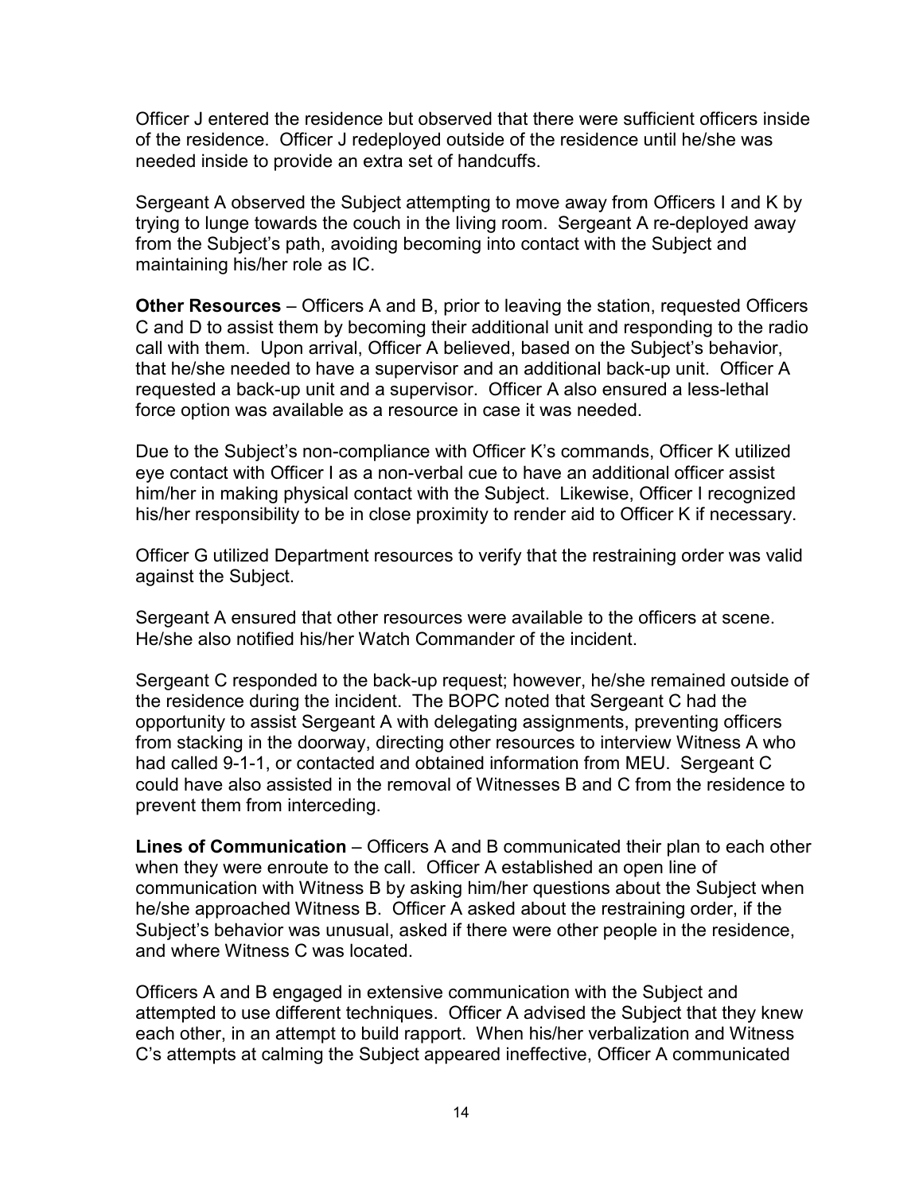Officer J entered the residence but observed that there were sufficient officers inside of the residence. Officer J redeployed outside of the residence until he/she was needed inside to provide an extra set of handcuffs.

Sergeant A observed the Subject attempting to move away from Officers I and K by trying to lunge towards the couch in the living room. Sergeant A re-deployed away from the Subject's path, avoiding becoming into contact with the Subject and maintaining his/her role as IC.

**Other Resources** – Officers A and B, prior to leaving the station, requested Officers C and D to assist them by becoming their additional unit and responding to the radio call with them. Upon arrival, Officer A believed, based on the Subject's behavior, that he/she needed to have a supervisor and an additional back-up unit. Officer A requested a back-up unit and a supervisor. Officer A also ensured a less-lethal force option was available as a resource in case it was needed.

Due to the Subject's non-compliance with Officer K's commands, Officer K utilized eye contact with Officer I as a non-verbal cue to have an additional officer assist him/her in making physical contact with the Subject. Likewise, Officer I recognized his/her responsibility to be in close proximity to render aid to Officer K if necessary.

Officer G utilized Department resources to verify that the restraining order was valid against the Subject.

Sergeant A ensured that other resources were available to the officers at scene. He/she also notified his/her Watch Commander of the incident.

Sergeant C responded to the back-up request; however, he/she remained outside of the residence during the incident. The BOPC noted that Sergeant C had the opportunity to assist Sergeant A with delegating assignments, preventing officers from stacking in the doorway, directing other resources to interview Witness A who had called 9-1-1, or contacted and obtained information from MEU. Sergeant C could have also assisted in the removal of Witnesses B and C from the residence to prevent them from interceding.

**Lines of Communication** – Officers A and B communicated their plan to each other when they were enroute to the call. Officer A established an open line of communication with Witness B by asking him/her questions about the Subject when he/she approached Witness B. Officer A asked about the restraining order, if the Subject's behavior was unusual, asked if there were other people in the residence, and where Witness C was located.

Officers A and B engaged in extensive communication with the Subject and attempted to use different techniques. Officer A advised the Subject that they knew each other, in an attempt to build rapport. When his/her verbalization and Witness C's attempts at calming the Subject appeared ineffective, Officer A communicated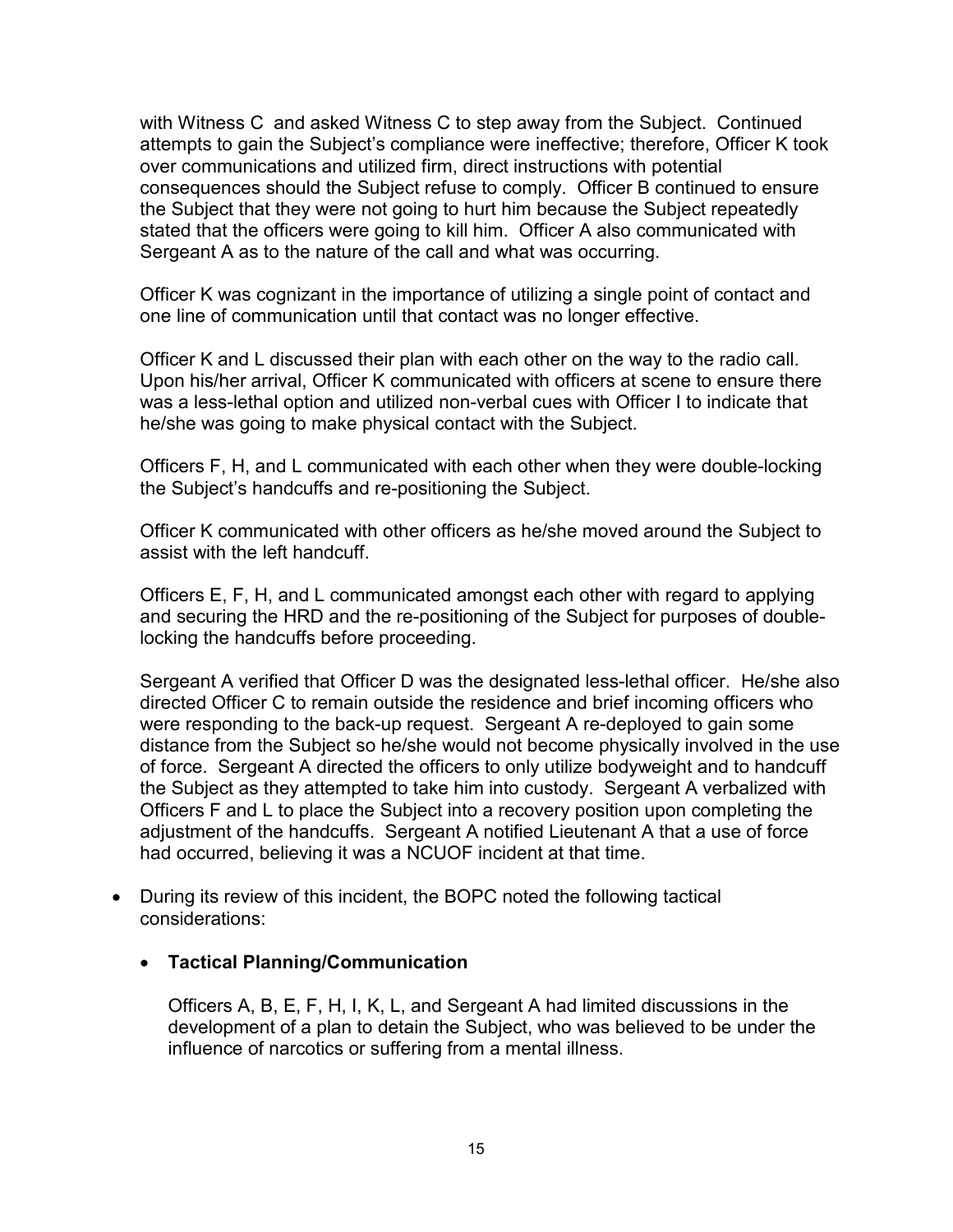with Witness C and asked Witness C to step away from the Subject. Continued attempts to gain the Subject's compliance were ineffective; therefore, Officer K took over communications and utilized firm, direct instructions with potential consequences should the Subject refuse to comply. Officer B continued to ensure the Subject that they were not going to hurt him because the Subject repeatedly stated that the officers were going to kill him. Officer A also communicated with Sergeant A as to the nature of the call and what was occurring.

Officer K was cognizant in the importance of utilizing a single point of contact and one line of communication until that contact was no longer effective.

Officer K and L discussed their plan with each other on the way to the radio call. Upon his/her arrival, Officer K communicated with officers at scene to ensure there was a less-lethal option and utilized non-verbal cues with Officer I to indicate that he/she was going to make physical contact with the Subject.

Officers F, H, and L communicated with each other when they were double-locking the Subject's handcuffs and re-positioning the Subject.

Officer K communicated with other officers as he/she moved around the Subject to assist with the left handcuff.

Officers E, F, H, and L communicated amongst each other with regard to applying and securing the HRD and the re-positioning of the Subject for purposes of double-locking the handcuffs before proceeding.

Sergeant A verified that Officer D was the designated less-lethal officer. He/she also directed Officer C to remain outside the residence and brief incoming officers who were responding to the back-up request. Sergeant A re-deployed to gain some distance from the Subject so he/she would not become physically involved in the use of force. Sergeant A directed the officers to only utilize bodyweight and to handcuff the Subject as they attempted to take him into custody. Sergeant A verbalized with Officers F and L to place the Subject into a recovery position upon completing the adjustment of the handcuffs. Sergeant A notified Lieutenant A that a use of force had occurred, believing it was a NCUOF incident at that time.

- During its review of this incident, the BOPC noted the following tactical considerations:

  - **Tactical Planning/Communication**

    Officers A, B, E, F, H, I, K, L, and Sergeant A had limited discussions in the development of a plan to detain the Subject, who was believed to be under the influence of narcotics or suffering from a mental illness.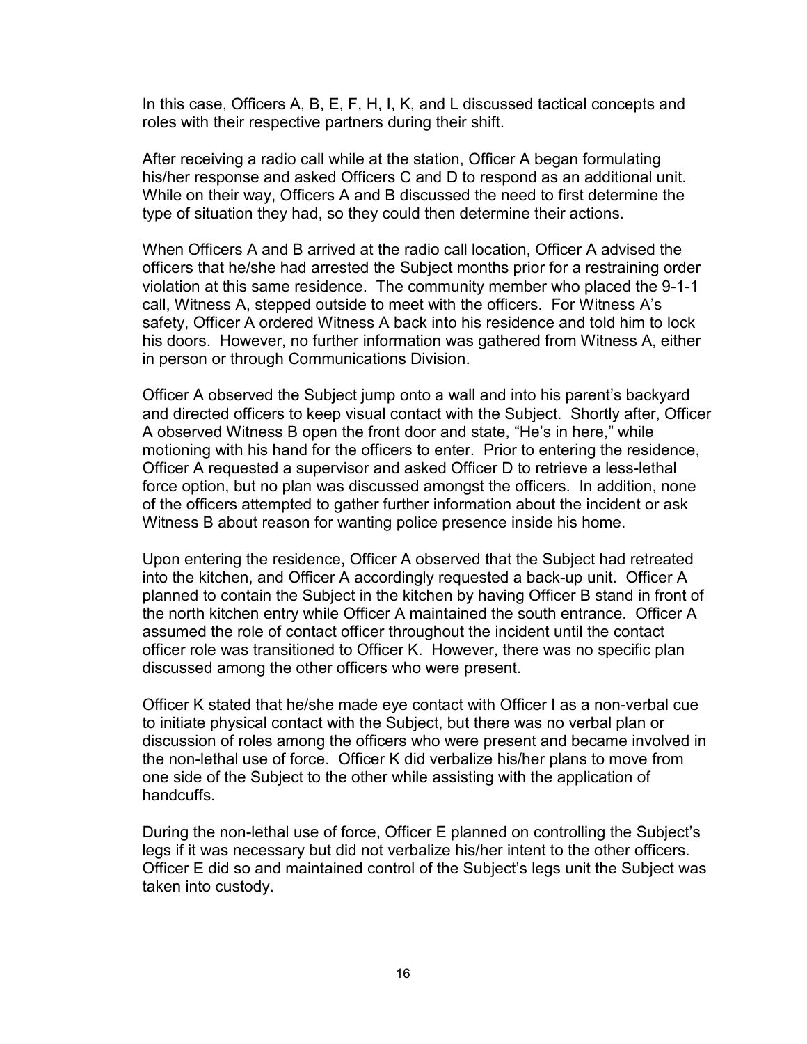In this case, Officers A, B, E, F, H, I, K, and L discussed tactical concepts and roles with their respective partners during their shift.

After receiving a radio call while at the station, Officer A began formulating his/her response and asked Officers C and D to respond as an additional unit. While on their way, Officers A and B discussed the need to first determine the type of situation they had, so they could then determine their actions.

When Officers A and B arrived at the radio call location, Officer A advised the officers that he/she had arrested the Subject months prior for a restraining order violation at this same residence. The community member who placed the 9-1-1 call, Witness A, stepped outside to meet with the officers. For Witness A's safety, Officer A ordered Witness A back into his residence and told him to lock his doors. However, no further information was gathered from Witness A, either in person or through Communications Division.

Officer A observed the Subject jump onto a wall and into his parent's backyard and directed officers to keep visual contact with the Subject. Shortly after, Officer A observed Witness B open the front door and state, "He's in here," while motioning with his hand for the officers to enter. Prior to entering the residence, Officer A requested a supervisor and asked Officer D to retrieve a less-lethal force option, but no plan was discussed amongst the officers. In addition, none of the officers attempted to gather further information about the incident or ask Witness B about reason for wanting police presence inside his home.

Upon entering the residence, Officer A observed that the Subject had retreated into the kitchen, and Officer A accordingly requested a back-up unit. Officer A planned to contain the Subject in the kitchen by having Officer B stand in front of the north kitchen entry while Officer A maintained the south entrance. Officer A assumed the role of contact officer throughout the incident until the contact officer role was transitioned to Officer K. However, there was no specific plan discussed among the other officers who were present.

Officer K stated that he/she made eye contact with Officer I as a non-verbal cue to initiate physical contact with the Subject, but there was no verbal plan or discussion of roles among the officers who were present and became involved in the non-lethal use of force. Officer K did verbalize his/her plans to move from one side of the Subject to the other while assisting with the application of handcuffs.

During the non-lethal use of force, Officer E planned on controlling the Subject's legs if it was necessary but did not verbalize his/her intent to the other officers. Officer E did so and maintained control of the Subject's legs unit the Subject was taken into custody.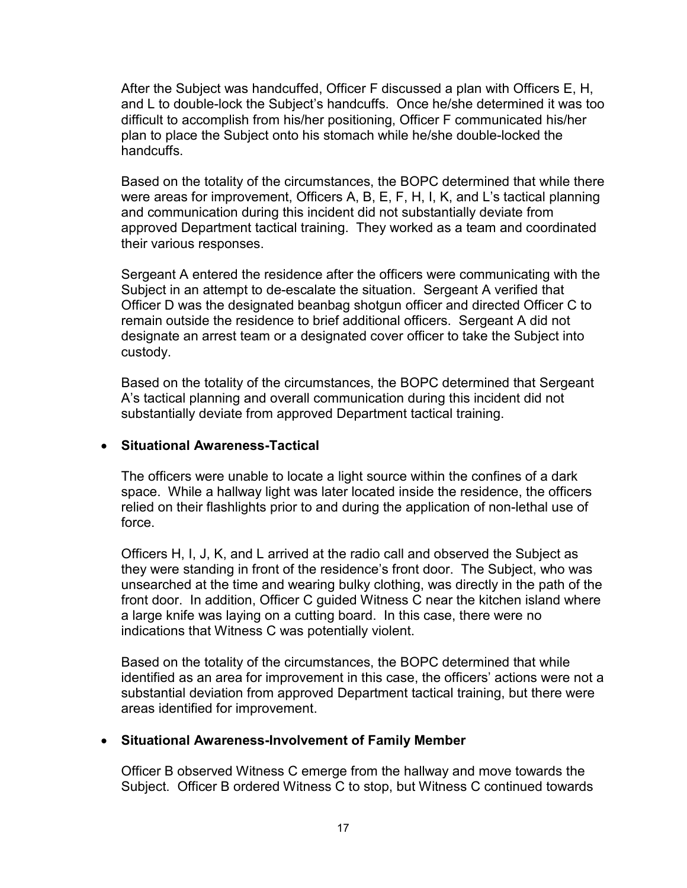After the Subject was handcuffed, Officer F discussed a plan with Officers E, H, and L to double-lock the Subject's handcuffs. Once he/she determined it was too difficult to accomplish from his/her positioning, Officer F communicated his/her plan to place the Subject onto his stomach while he/she double-locked the handcuffs.

Based on the totality of the circumstances, the BOPC determined that while there were areas for improvement, Officers A, B, E, F, H, I, K, and L's tactical planning and communication during this incident did not substantially deviate from approved Department tactical training. They worked as a team and coordinated their various responses.

Sergeant A entered the residence after the officers were communicating with the Subject in an attempt to de-escalate the situation. Sergeant A verified that Officer D was the designated beanbag shotgun officer and directed Officer C to remain outside the residence to brief additional officers. Sergeant A did not designate an arrest team or a designated cover officer to take the Subject into custody.

Based on the totality of the circumstances, the BOPC determined that Sergeant A's tactical planning and overall communication during this incident did not substantially deviate from approved Department tactical training.

- **Situational Awareness-Tactical**

  The officers were unable to locate a light source within the confines of a dark space. While a hallway light was later located inside the residence, the officers relied on their flashlights prior to and during the application of non-lethal use of force.

  Officers H, I, J, K, and L arrived at the radio call and observed the Subject as they were standing in front of the residence's front door. The Subject, who was unsearched at the time and wearing bulky clothing, was directly in the path of the front door. In addition, Officer C guided Witness C near the kitchen island where a large knife was laying on a cutting board. In this case, there were no indications that Witness C was potentially violent.

  Based on the totality of the circumstances, the BOPC determined that while identified as an area for improvement in this case, the officers' actions were not a substantial deviation from approved Department tactical training, but there were areas identified for improvement.

- **Situational Awareness-Involvement of Family Member**

  Officer B observed Witness C emerge from the hallway and move towards the Subject. Officer B ordered Witness C to stop, but Witness C continued towards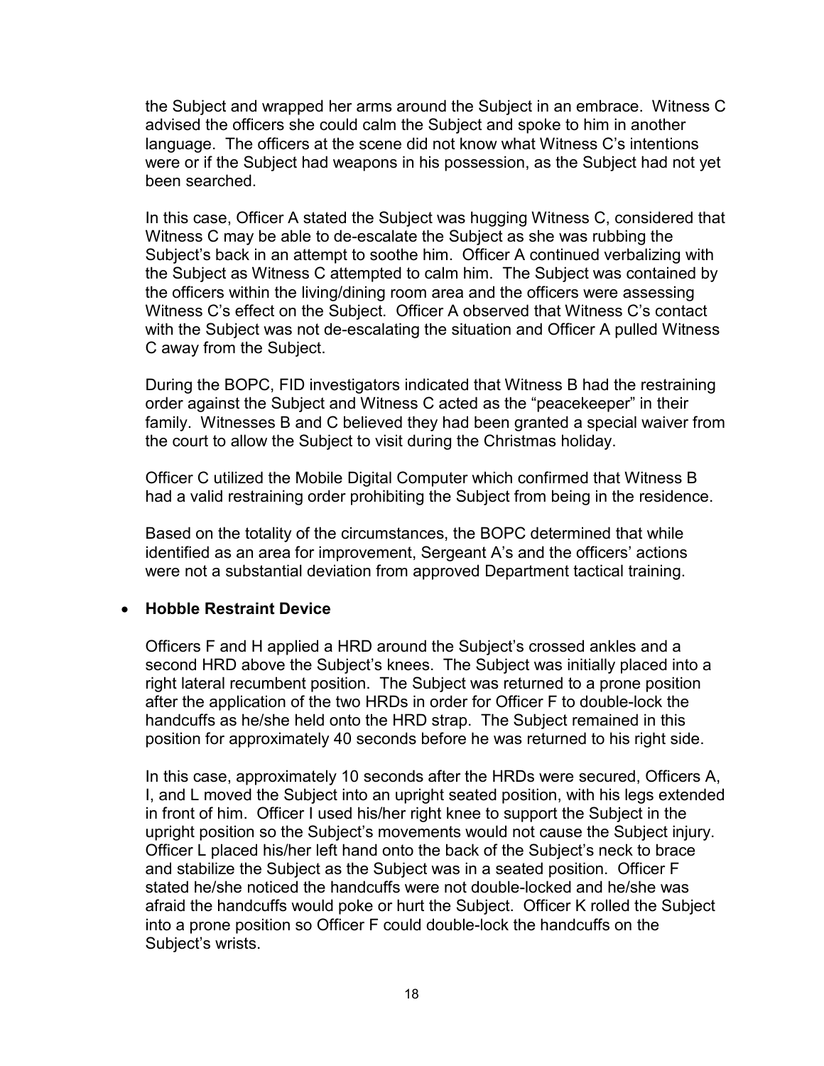the Subject and wrapped her arms around the Subject in an embrace. Witness C advised the officers she could calm the Subject and spoke to him in another language. The officers at the scene did not know what Witness C's intentions were or if the Subject had weapons in his possession, as the Subject had not yet been searched.

In this case, Officer A stated the Subject was hugging Witness C, considered that Witness C may be able to de-escalate the Subject as she was rubbing the Subject's back in an attempt to soothe him. Officer A continued verbalizing with the Subject as Witness C attempted to calm him. The Subject was contained by the officers within the living/dining room area and the officers were assessing Witness C's effect on the Subject. Officer A observed that Witness C's contact with the Subject was not de-escalating the situation and Officer A pulled Witness C away from the Subject.

During the BOPC, FID investigators indicated that Witness B had the restraining order against the Subject and Witness C acted as the "peacekeeper" in their family. Witnesses B and C believed they had been granted a special waiver from the court to allow the Subject to visit during the Christmas holiday.

Officer C utilized the Mobile Digital Computer which confirmed that Witness B had a valid restraining order prohibiting the Subject from being in the residence.

Based on the totality of the circumstances, the BOPC determined that while identified as an area for improvement, Sergeant A's and the officers' actions were not a substantial deviation from approved Department tactical training.

- **Hobble Restraint Device**

  Officers F and H applied a HRD around the Subject's crossed ankles and a second HRD above the Subject's knees. The Subject was initially placed into a right lateral recumbent position. The Subject was returned to a prone position after the application of the two HRDs in order for Officer F to double-lock the handcuffs as he/she held onto the HRD strap. The Subject remained in this position for approximately 40 seconds before he was returned to his right side.

  In this case, approximately 10 seconds after the HRDs were secured, Officers A, I, and L moved the Subject into an upright seated position, with his legs extended in front of him. Officer I used his/her right knee to support the Subject in the upright position so the Subject's movements would not cause the Subject injury. Officer L placed his/her left hand onto the back of the Subject's neck to brace and stabilize the Subject as the Subject was in a seated position. Officer F stated he/she noticed the handcuffs were not double-locked and he/she was afraid the handcuffs would poke or hurt the Subject. Officer K rolled the Subject into a prone position so Officer F could double-lock the handcuffs on the Subject's wrists.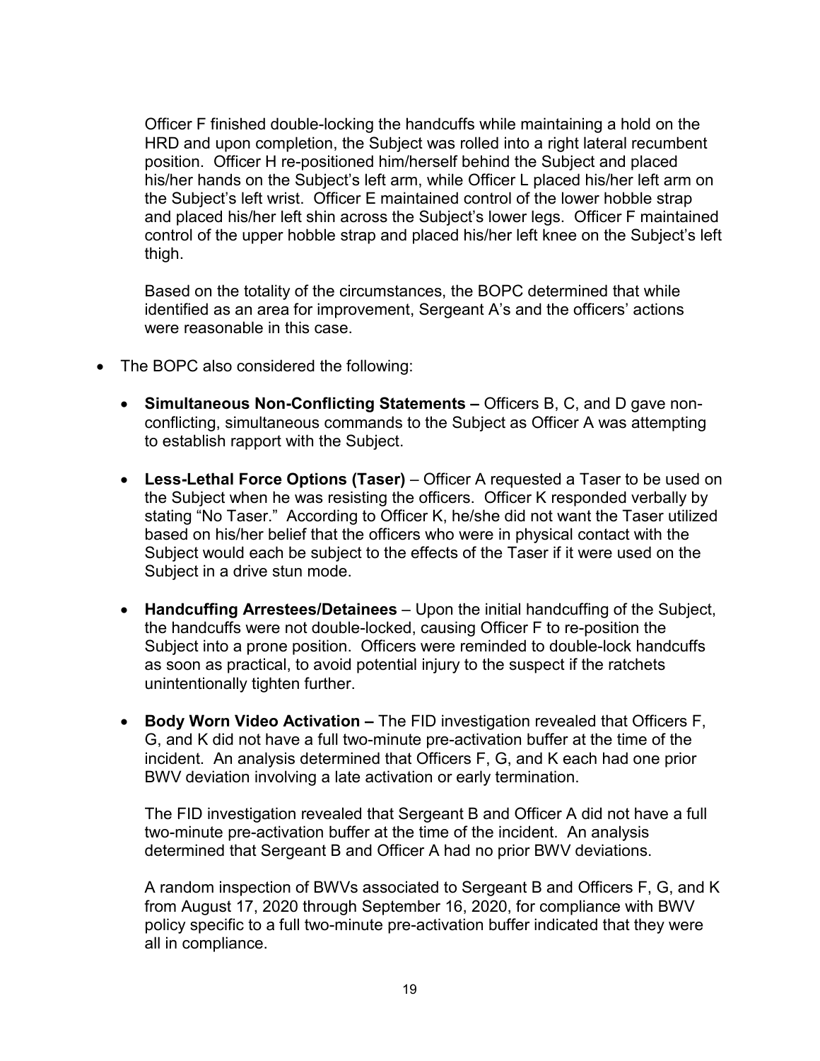Officer F finished double-locking the handcuffs while maintaining a hold on the HRD and upon completion, the Subject was rolled into a right lateral recumbent position. Officer H re-positioned him/herself behind the Subject and placed his/her hands on the Subject's left arm, while Officer L placed his/her left arm on the Subject's left wrist. Officer E maintained control of the lower hobble strap and placed his/her left shin across the Subject's lower legs. Officer F maintained control of the upper hobble strap and placed his/her left knee on the Subject's left thigh.

Based on the totality of the circumstances, the BOPC determined that while identified as an area for improvement, Sergeant A's and the officers' actions were reasonable in this case.

- The BOPC also considered the following:

  - **Simultaneous Non-Conflicting Statements –** Officers B, C, and D gave non-conflicting, simultaneous commands to the Subject as Officer A was attempting to establish rapport with the Subject.

  - **Less-Lethal Force Options (Taser)** – Officer A requested a Taser to be used on the Subject when he was resisting the officers. Officer K responded verbally by stating "No Taser." According to Officer K, he/she did not want the Taser utilized based on his/her belief that the officers who were in physical contact with the Subject would each be subject to the effects of the Taser if it were used on the Subject in a drive stun mode.

  - **Handcuffing Arrestees/Detainees** – Upon the initial handcuffing of the Subject, the handcuffs were not double-locked, causing Officer F to re-position the Subject into a prone position. Officers were reminded to double-lock handcuffs as soon as practical, to avoid potential injury to the suspect if the ratchets unintentionally tighten further.

  - **Body Worn Video Activation –** The FID investigation revealed that Officers F, G, and K did not have a full two-minute pre-activation buffer at the time of the incident. An analysis determined that Officers F, G, and K each had one prior BWV deviation involving a late activation or early termination.

    The FID investigation revealed that Sergeant B and Officer A did not have a full two-minute pre-activation buffer at the time of the incident. An analysis determined that Sergeant B and Officer A had no prior BWV deviations.

    A random inspection of BWVs associated to Sergeant B and Officers F, G, and K from August 17, 2020 through September 16, 2020, for compliance with BWV policy specific to a full two-minute pre-activation buffer indicated that they were all in compliance.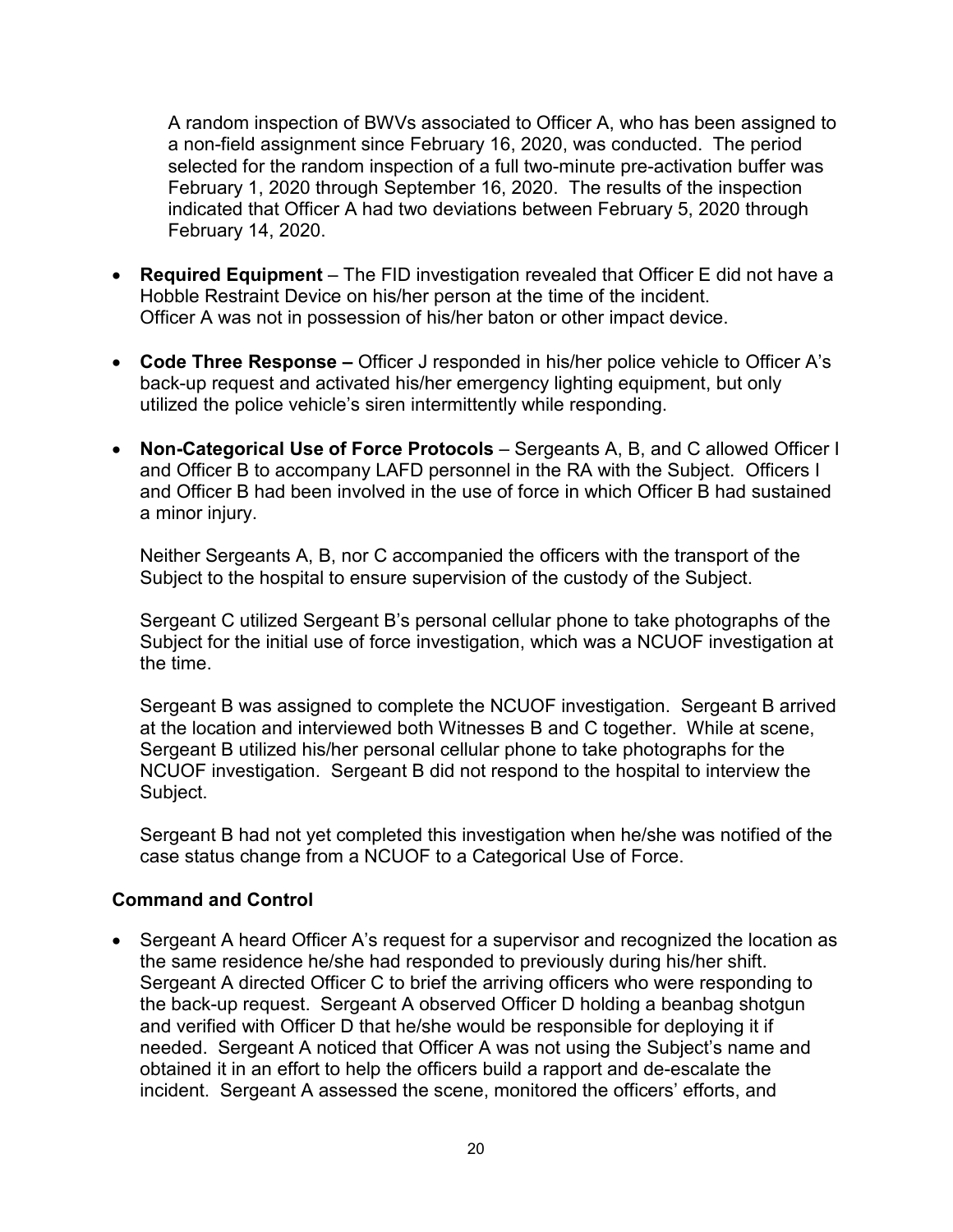A random inspection of BWVs associated to Officer A, who has been assigned to a non-field assignment since February 16, 2020, was conducted. The period selected for the random inspection of a full two-minute pre-activation buffer was February 1, 2020 through September 16, 2020. The results of the inspection indicated that Officer A had two deviations between February 5, 2020 through February 14, 2020.

- **Required Equipment** – The FID investigation revealed that Officer E did not have a Hobble Restraint Device on his/her person at the time of the incident. Officer A was not in possession of his/her baton or other impact device.

- **Code Three Response –** Officer J responded in his/her police vehicle to Officer A's back-up request and activated his/her emergency lighting equipment, but only utilized the police vehicle's siren intermittently while responding.

- **Non-Categorical Use of Force Protocols** – Sergeants A, B, and C allowed Officer I and Officer B to accompany LAFD personnel in the RA with the Subject. Officers I and Officer B had been involved in the use of force in which Officer B had sustained a minor injury.

  Neither Sergeants A, B, nor C accompanied the officers with the transport of the Subject to the hospital to ensure supervision of the custody of the Subject.

  Sergeant C utilized Sergeant B's personal cellular phone to take photographs of the Subject for the initial use of force investigation, which was a NCUOF investigation at the time.

  Sergeant B was assigned to complete the NCUOF investigation. Sergeant B arrived at the location and interviewed both Witnesses B and C together. While at scene, Sergeant B utilized his/her personal cellular phone to take photographs for the NCUOF investigation. Sergeant B did not respond to the hospital to interview the Subject.

  Sergeant B had not yet completed this investigation when he/she was notified of the case status change from a NCUOF to a Categorical Use of Force.

## Command and Control

- Sergeant A heard Officer A's request for a supervisor and recognized the location as the same residence he/she had responded to previously during his/her shift. Sergeant A directed Officer C to brief the arriving officers who were responding to the back-up request. Sergeant A observed Officer D holding a beanbag shotgun and verified with Officer D that he/she would be responsible for deploying it if needed. Sergeant A noticed that Officer A was not using the Subject's name and obtained it in an effort to help the officers build a rapport and de-escalate the incident. Sergeant A assessed the scene, monitored the officers' efforts, and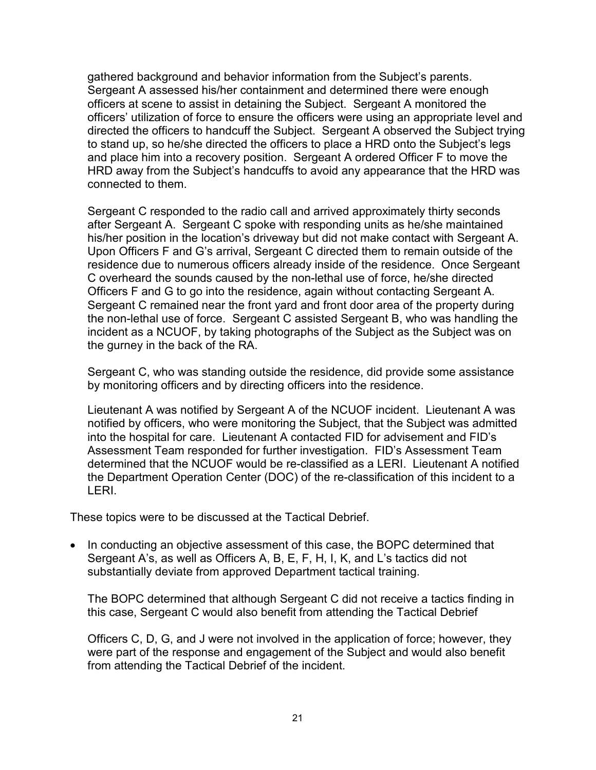gathered background and behavior information from the Subject's parents. Sergeant A assessed his/her containment and determined there were enough officers at scene to assist in detaining the Subject. Sergeant A monitored the officers' utilization of force to ensure the officers were using an appropriate level and directed the officers to handcuff the Subject. Sergeant A observed the Subject trying to stand up, so he/she directed the officers to place a HRD onto the Subject's legs and place him into a recovery position. Sergeant A ordered Officer F to move the HRD away from the Subject's handcuffs to avoid any appearance that the HRD was connected to them.

Sergeant C responded to the radio call and arrived approximately thirty seconds after Sergeant A. Sergeant C spoke with responding units as he/she maintained his/her position in the location's driveway but did not make contact with Sergeant A. Upon Officers F and G's arrival, Sergeant C directed them to remain outside of the residence due to numerous officers already inside of the residence. Once Sergeant C overheard the sounds caused by the non-lethal use of force, he/she directed Officers F and G to go into the residence, again without contacting Sergeant A. Sergeant C remained near the front yard and front door area of the property during the non-lethal use of force. Sergeant C assisted Sergeant B, who was handling the incident as a NCUOF, by taking photographs of the Subject as the Subject was on the gurney in the back of the RA.

Sergeant C, who was standing outside the residence, did provide some assistance by monitoring officers and by directing officers into the residence.

Lieutenant A was notified by Sergeant A of the NCUOF incident. Lieutenant A was notified by officers, who were monitoring the Subject, that the Subject was admitted into the hospital for care. Lieutenant A contacted FID for advisement and FID's Assessment Team responded for further investigation. FID's Assessment Team determined that the NCUOF would be re-classified as a LERI. Lieutenant A notified the Department Operation Center (DOC) of the re-classification of this incident to a LERI.

These topics were to be discussed at the Tactical Debrief.

- In conducting an objective assessment of this case, the BOPC determined that Sergeant A's, as well as Officers A, B, E, F, H, I, K, and L's tactics did not substantially deviate from approved Department tactical training.

  The BOPC determined that although Sergeant C did not receive a tactics finding in this case, Sergeant C would also benefit from attending the Tactical Debrief

  Officers C, D, G, and J were not involved in the application of force; however, they were part of the response and engagement of the Subject and would also benefit from attending the Tactical Debrief of the incident.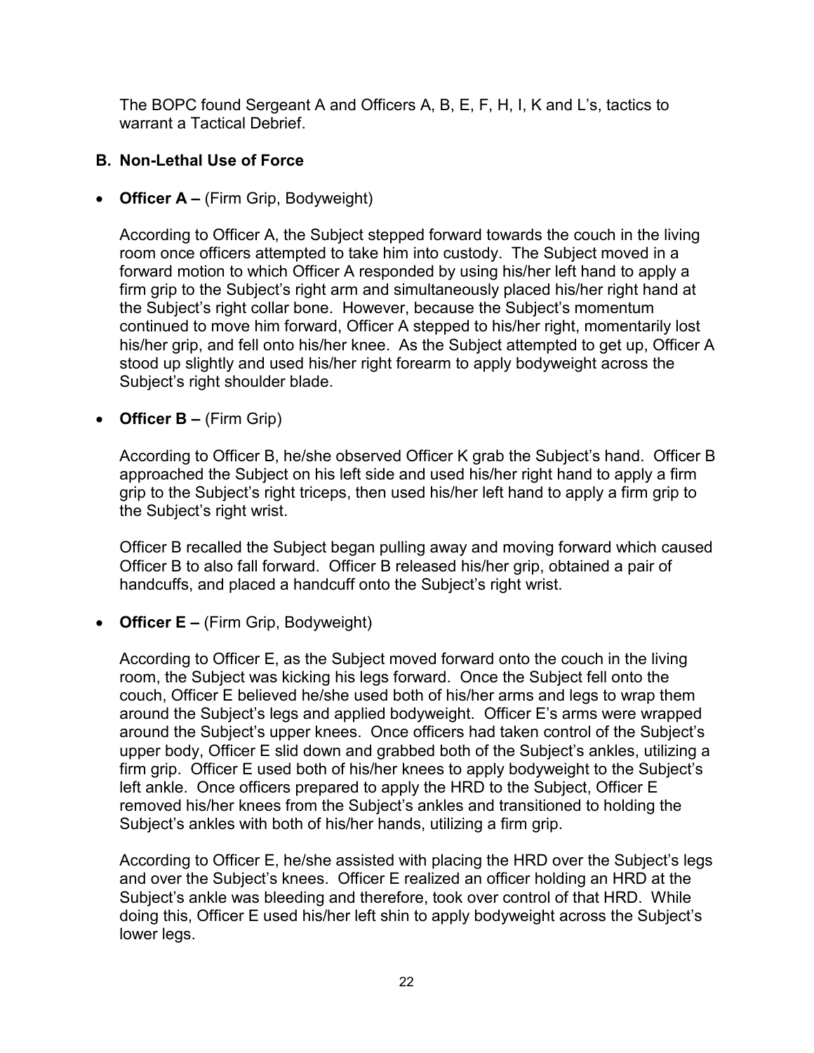The BOPC found Sergeant A and Officers A, B, E, F, H, I, K and L's, tactics to warrant a Tactical Debrief.

### B. Non-Lethal Use of Force

- **Officer A –** (Firm Grip, Bodyweight)

  According to Officer A, the Subject stepped forward towards the couch in the living room once officers attempted to take him into custody. The Subject moved in a forward motion to which Officer A responded by using his/her left hand to apply a firm grip to the Subject's right arm and simultaneously placed his/her right hand at the Subject's right collar bone. However, because the Subject's momentum continued to move him forward, Officer A stepped to his/her right, momentarily lost his/her grip, and fell onto his/her knee. As the Subject attempted to get up, Officer A stood up slightly and used his/her right forearm to apply bodyweight across the Subject's right shoulder blade.

- **Officer B –** (Firm Grip)

  According to Officer B, he/she observed Officer K grab the Subject's hand. Officer B approached the Subject on his left side and used his/her right hand to apply a firm grip to the Subject's right triceps, then used his/her left hand to apply a firm grip to the Subject's right wrist.

  Officer B recalled the Subject began pulling away and moving forward which caused Officer B to also fall forward. Officer B released his/her grip, obtained a pair of handcuffs, and placed a handcuff onto the Subject's right wrist.

- **Officer E –** (Firm Grip, Bodyweight)

  According to Officer E, as the Subject moved forward onto the couch in the living room, the Subject was kicking his legs forward. Once the Subject fell onto the couch, Officer E believed he/she used both of his/her arms and legs to wrap them around the Subject's legs and applied bodyweight. Officer E's arms were wrapped around the Subject's upper knees. Once officers had taken control of the Subject's upper body, Officer E slid down and grabbed both of the Subject's ankles, utilizing a firm grip. Officer E used both of his/her knees to apply bodyweight to the Subject's left ankle. Once officers prepared to apply the HRD to the Subject, Officer E removed his/her knees from the Subject's ankles and transitioned to holding the Subject's ankles with both of his/her hands, utilizing a firm grip.

  According to Officer E, he/she assisted with placing the HRD over the Subject's legs and over the Subject's knees. Officer E realized an officer holding an HRD at the Subject's ankle was bleeding and therefore, took over control of that HRD. While doing this, Officer E used his/her left shin to apply bodyweight across the Subject's lower legs.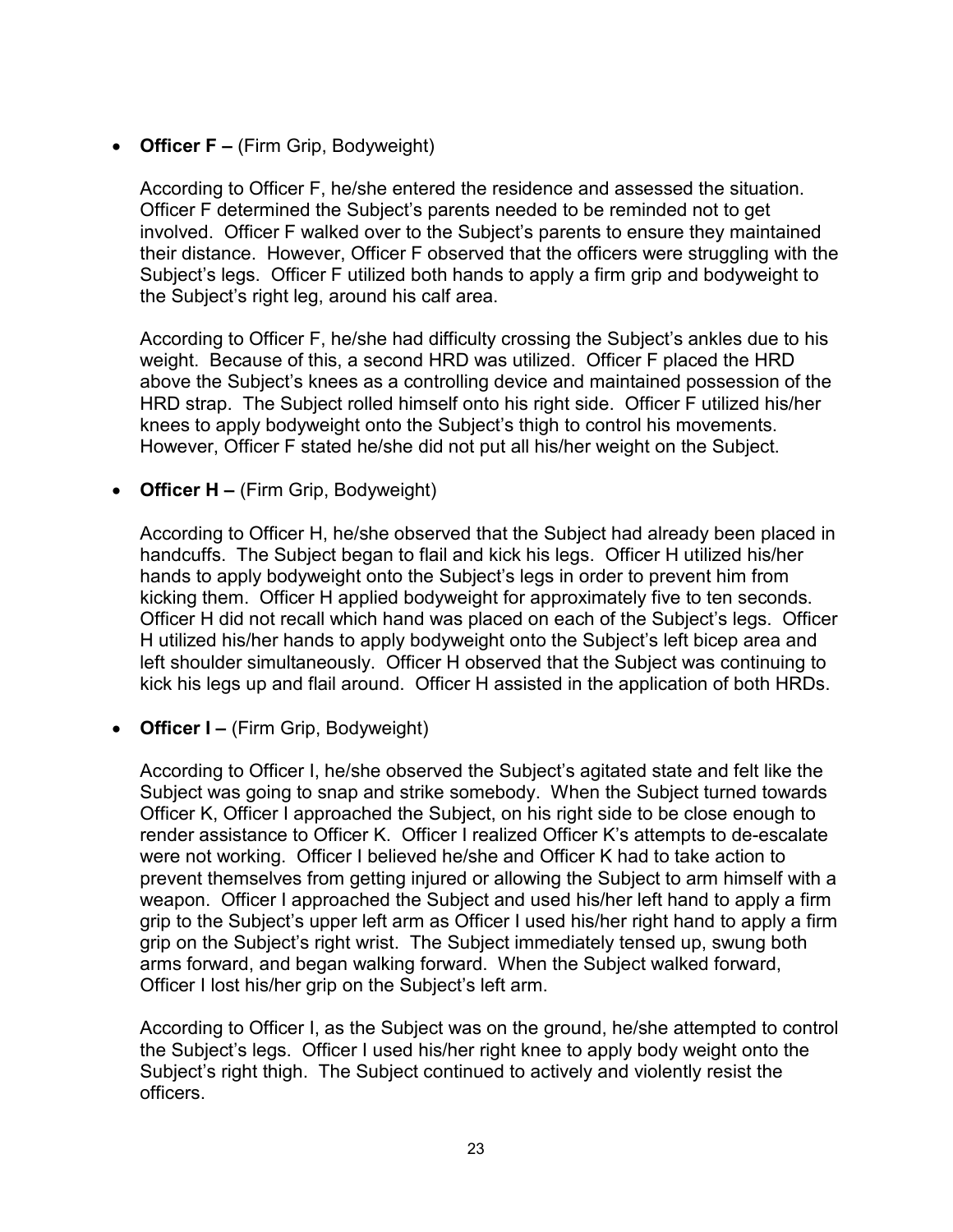- **Officer F –** (Firm Grip, Bodyweight)

  According to Officer F, he/she entered the residence and assessed the situation. Officer F determined the Subject's parents needed to be reminded not to get involved. Officer F walked over to the Subject's parents to ensure they maintained their distance. However, Officer F observed that the officers were struggling with the Subject's legs. Officer F utilized both hands to apply a firm grip and bodyweight to the Subject's right leg, around his calf area.

  According to Officer F, he/she had difficulty crossing the Subject's ankles due to his weight. Because of this, a second HRD was utilized. Officer F placed the HRD above the Subject's knees as a controlling device and maintained possession of the HRD strap. The Subject rolled himself onto his right side. Officer F utilized his/her knees to apply bodyweight onto the Subject's thigh to control his movements. However, Officer F stated he/she did not put all his/her weight on the Subject.

- **Officer H –** (Firm Grip, Bodyweight)

  According to Officer H, he/she observed that the Subject had already been placed in handcuffs. The Subject began to flail and kick his legs. Officer H utilized his/her hands to apply bodyweight onto the Subject's legs in order to prevent him from kicking them. Officer H applied bodyweight for approximately five to ten seconds. Officer H did not recall which hand was placed on each of the Subject's legs. Officer H utilized his/her hands to apply bodyweight onto the Subject's left bicep area and left shoulder simultaneously. Officer H observed that the Subject was continuing to kick his legs up and flail around. Officer H assisted in the application of both HRDs.

- **Officer I –** (Firm Grip, Bodyweight)

  According to Officer I, he/she observed the Subject's agitated state and felt like the Subject was going to snap and strike somebody. When the Subject turned towards Officer K, Officer I approached the Subject, on his right side to be close enough to render assistance to Officer K. Officer I realized Officer K's attempts to de-escalate were not working. Officer I believed he/she and Officer K had to take action to prevent themselves from getting injured or allowing the Subject to arm himself with a weapon. Officer I approached the Subject and used his/her left hand to apply a firm grip to the Subject's upper left arm as Officer I used his/her right hand to apply a firm grip on the Subject's right wrist. The Subject immediately tensed up, swung both arms forward, and began walking forward. When the Subject walked forward, Officer I lost his/her grip on the Subject's left arm.

  According to Officer I, as the Subject was on the ground, he/she attempted to control the Subject's legs. Officer I used his/her right knee to apply body weight onto the Subject's right thigh. The Subject continued to actively and violently resist the officers.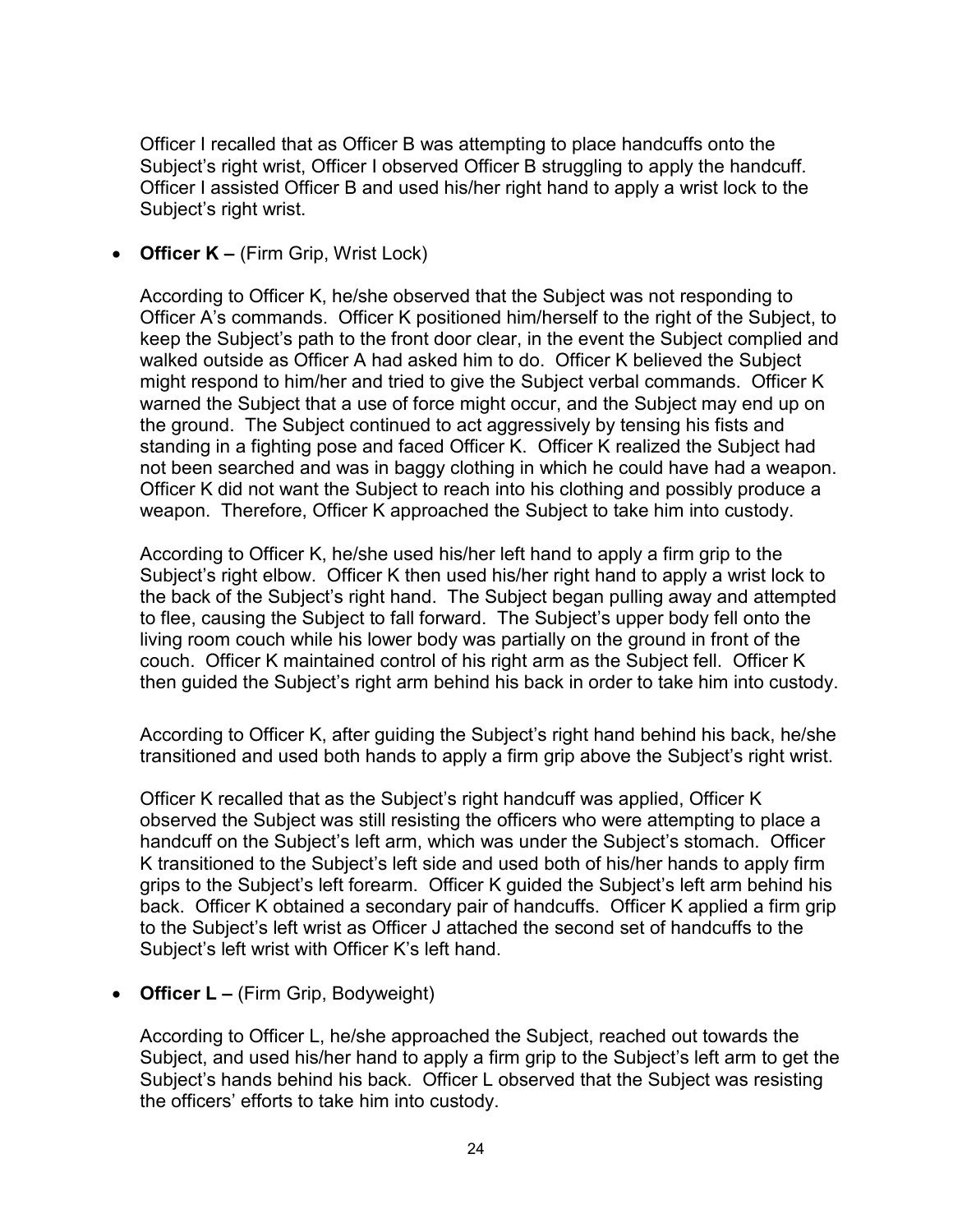Officer I recalled that as Officer B was attempting to place handcuffs onto the Subject's right wrist, Officer I observed Officer B struggling to apply the handcuff. Officer I assisted Officer B and used his/her right hand to apply a wrist lock to the Subject's right wrist.

- **Officer K –** (Firm Grip, Wrist Lock)

  According to Officer K, he/she observed that the Subject was not responding to Officer A's commands. Officer K positioned him/herself to the right of the Subject, to keep the Subject's path to the front door clear, in the event the Subject complied and walked outside as Officer A had asked him to do. Officer K believed the Subject might respond to him/her and tried to give the Subject verbal commands. Officer K warned the Subject that a use of force might occur, and the Subject may end up on the ground. The Subject continued to act aggressively by tensing his fists and standing in a fighting pose and faced Officer K. Officer K realized the Subject had not been searched and was in baggy clothing in which he could have had a weapon. Officer K did not want the Subject to reach into his clothing and possibly produce a weapon. Therefore, Officer K approached the Subject to take him into custody.

  According to Officer K, he/she used his/her left hand to apply a firm grip to the Subject's right elbow. Officer K then used his/her right hand to apply a wrist lock to the back of the Subject's right hand. The Subject began pulling away and attempted to flee, causing the Subject to fall forward. The Subject's upper body fell onto the living room couch while his lower body was partially on the ground in front of the couch. Officer K maintained control of his right arm as the Subject fell. Officer K then guided the Subject's right arm behind his back in order to take him into custody.

  According to Officer K, after guiding the Subject's right hand behind his back, he/she transitioned and used both hands to apply a firm grip above the Subject's right wrist.

  Officer K recalled that as the Subject's right handcuff was applied, Officer K observed the Subject was still resisting the officers who were attempting to place a handcuff on the Subject's left arm, which was under the Subject's stomach. Officer K transitioned to the Subject's left side and used both of his/her hands to apply firm grips to the Subject's left forearm. Officer K guided the Subject's left arm behind his back. Officer K obtained a secondary pair of handcuffs. Officer K applied a firm grip to the Subject's left wrist as Officer J attached the second set of handcuffs to the Subject's left wrist with Officer K's left hand.

- **Officer L –** (Firm Grip, Bodyweight)

  According to Officer L, he/she approached the Subject, reached out towards the Subject, and used his/her hand to apply a firm grip to the Subject's left arm to get the Subject's hands behind his back. Officer L observed that the Subject was resisting the officers' efforts to take him into custody.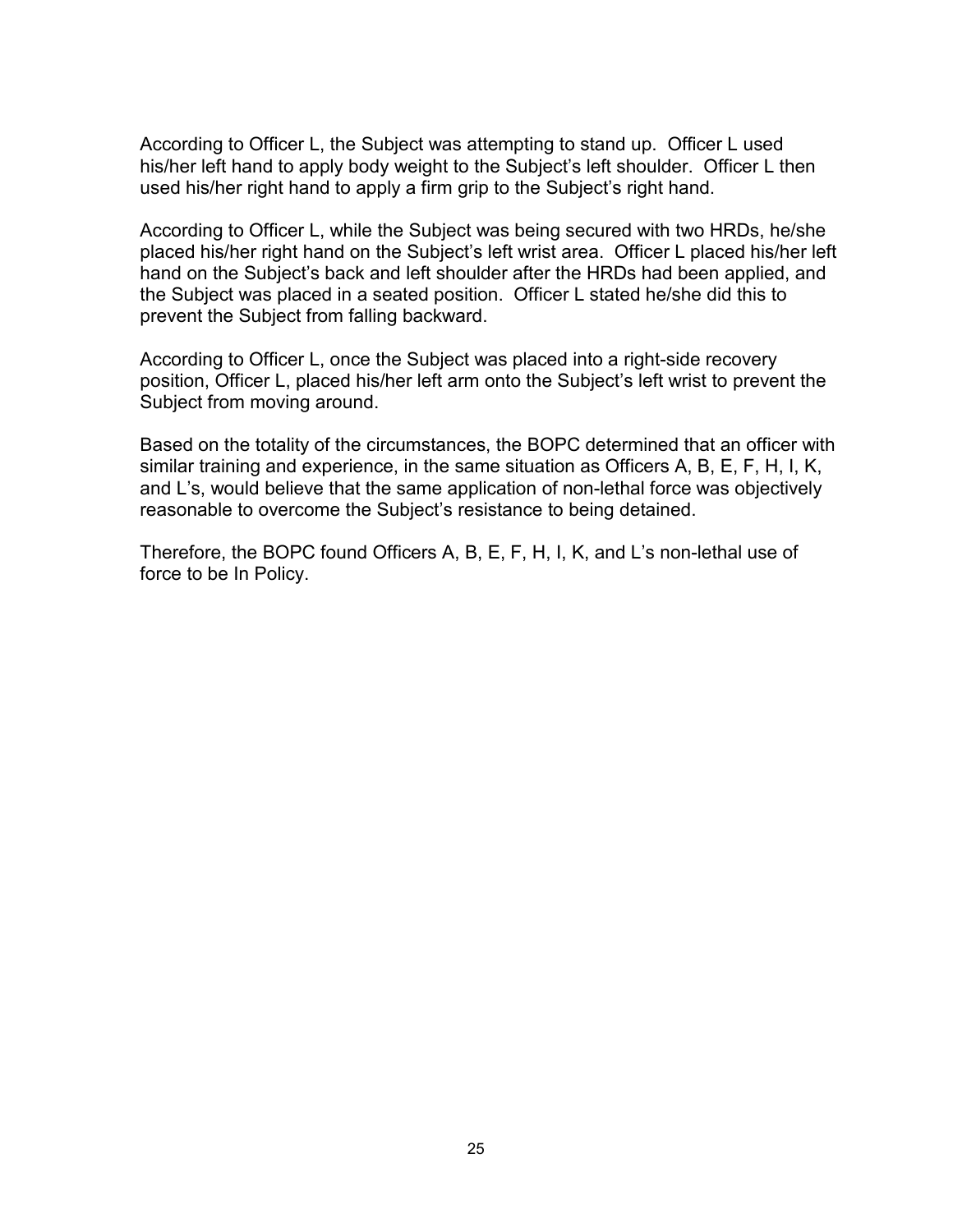According to Officer L, the Subject was attempting to stand up. Officer L used his/her left hand to apply body weight to the Subject's left shoulder. Officer L then used his/her right hand to apply a firm grip to the Subject's right hand.

According to Officer L, while the Subject was being secured with two HRDs, he/she placed his/her right hand on the Subject's left wrist area. Officer L placed his/her left hand on the Subject's back and left shoulder after the HRDs had been applied, and the Subject was placed in a seated position. Officer L stated he/she did this to prevent the Subject from falling backward.

According to Officer L, once the Subject was placed into a right-side recovery position, Officer L, placed his/her left arm onto the Subject's left wrist to prevent the Subject from moving around.

Based on the totality of the circumstances, the BOPC determined that an officer with similar training and experience, in the same situation as Officers A, B, E, F, H, I, K, and L's, would believe that the same application of non-lethal force was objectively reasonable to overcome the Subject's resistance to being detained.

Therefore, the BOPC found Officers A, B, E, F, H, I, K, and L's non-lethal use of force to be In Policy.